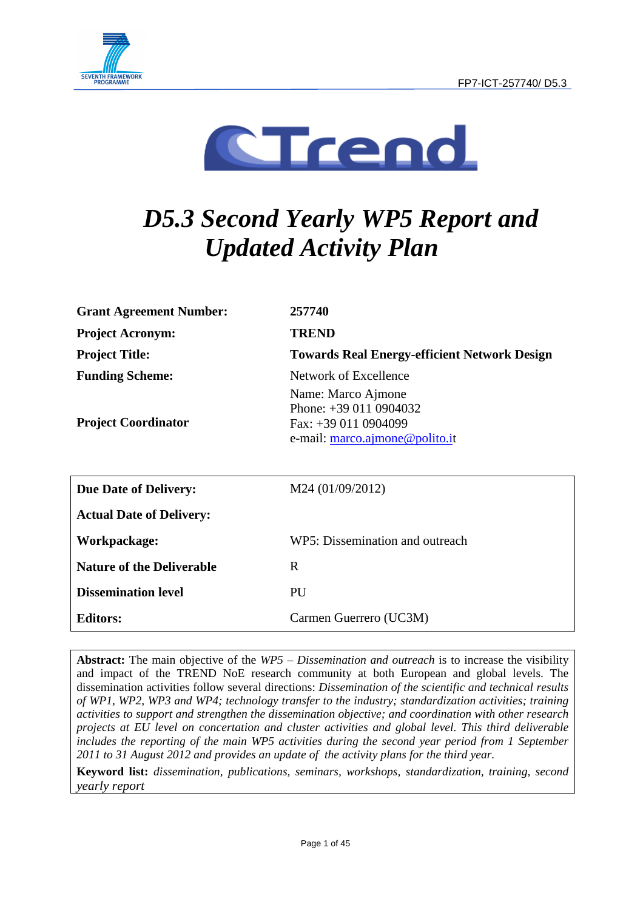# D5.3 Second Yearly WP5 Report and Updated Activity Plan

| | |
|---|---|
| **Grant Agreement Number:** | **257740** |
| **Project Acronym:** | **TREND** |
| **Project Title:** | **Towards Real Energy-efficient Network Design** |
| **Funding Scheme:** | Network of Excellence |
| **Project Coordinator** | Name: Marco Ajmone<br>Phone: +39 011 0904032<br>Fax: +39 011 0904099<br>e-mail: marco.ajmone@polito.it |

| | |
|---|---|
| **Due Date of Delivery:** | M24 (01/09/2012) |
| **Actual Date of Delivery:** | |
| **Workpackage:** | WP5: Dissemination and outreach |
| **Nature of the Deliverable** | R |
| **Dissemination level** | PU |
| **Editors:** | Carmen Guerrero (UC3M) |

**Abstract:** The main objective of the *WP5 – Dissemination and outreach* is to increase the visibility and impact of the TREND NoE research community at both European and global levels. The dissemination activities follow several directions: *Dissemination of the scientific and technical results of WP1, WP2, WP3 and WP4; technology transfer to the industry; standardization activities; training activities to support and strengthen the dissemination objective; and coordination with other research projects at EU level on concertation and cluster activities and global level. This third deliverable includes the reporting of the main WP5 activities during the second year period from 1 September 2011 to 31 August 2012 and provides an update of the activity plans for the third year.*

**Keyword list:** *dissemination, publications, seminars, workshops, standardization, training, second yearly report*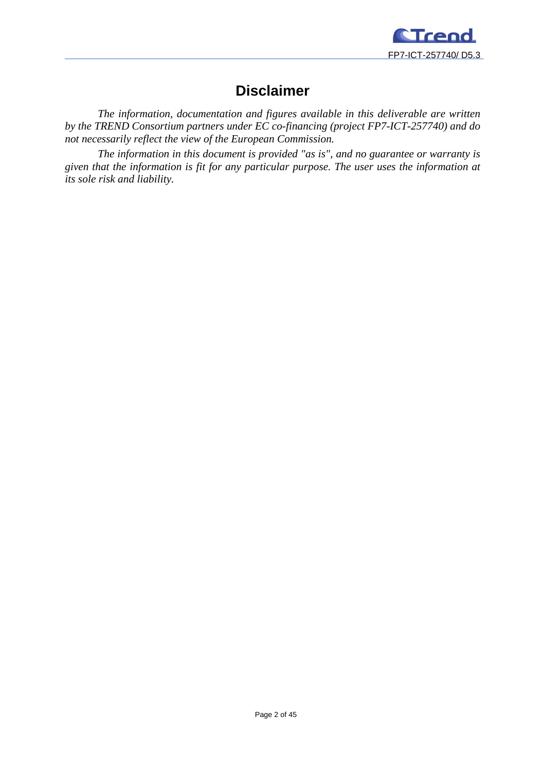# Disclaimer

*The information, documentation and figures available in this deliverable are written by the TREND Consortium partners under EC co-financing (project FP7-ICT-257740) and do not necessarily reflect the view of the European Commission.*

*The information in this document is provided "as is", and no guarantee or warranty is given that the information is fit for any particular purpose. The user uses the information at its sole risk and liability.*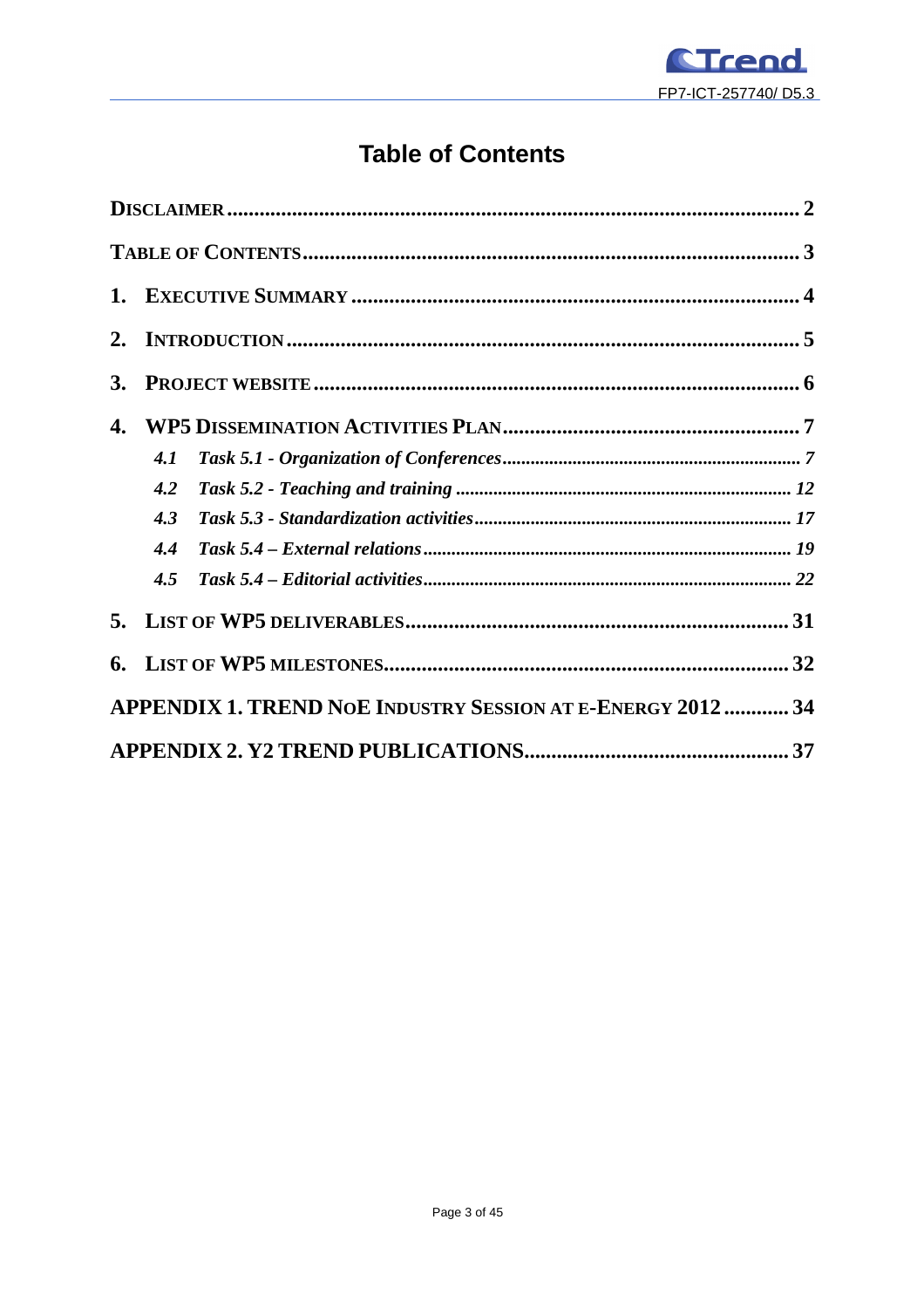# Table of Contents

**DISCLAIMER** .......... 2

**TABLE OF CONTENTS** .......... 3

**1. EXECUTIVE SUMMARY** .......... 4

**2. INTRODUCTION** .......... 5

**3. PROJECT WEBSITE** .......... 6

**4. WP5 DISSEMINATION ACTIVITIES PLAN** .......... 7

- ***4.1 Task 5.1 - Organization of Conferences*** .......... *7*
- ***4.2 Task 5.2 - Teaching and training*** .......... *12*
- ***4.3 Task 5.3 - Standardization activities*** .......... *17*
- ***4.4 Task 5.4 – External relations*** .......... *19*
- ***4.5 Task 5.4 – Editorial activities*** .......... *22*

**5. LIST OF WP5 DELIVERABLES** .......... 31

**6. LIST OF WP5 MILESTONES** .......... 32

**APPENDIX 1. TREND NOE INDUSTRY SESSION AT E-ENERGY 2012** .......... 34

**APPENDIX 2. Y2 TREND PUBLICATIONS** .......... 37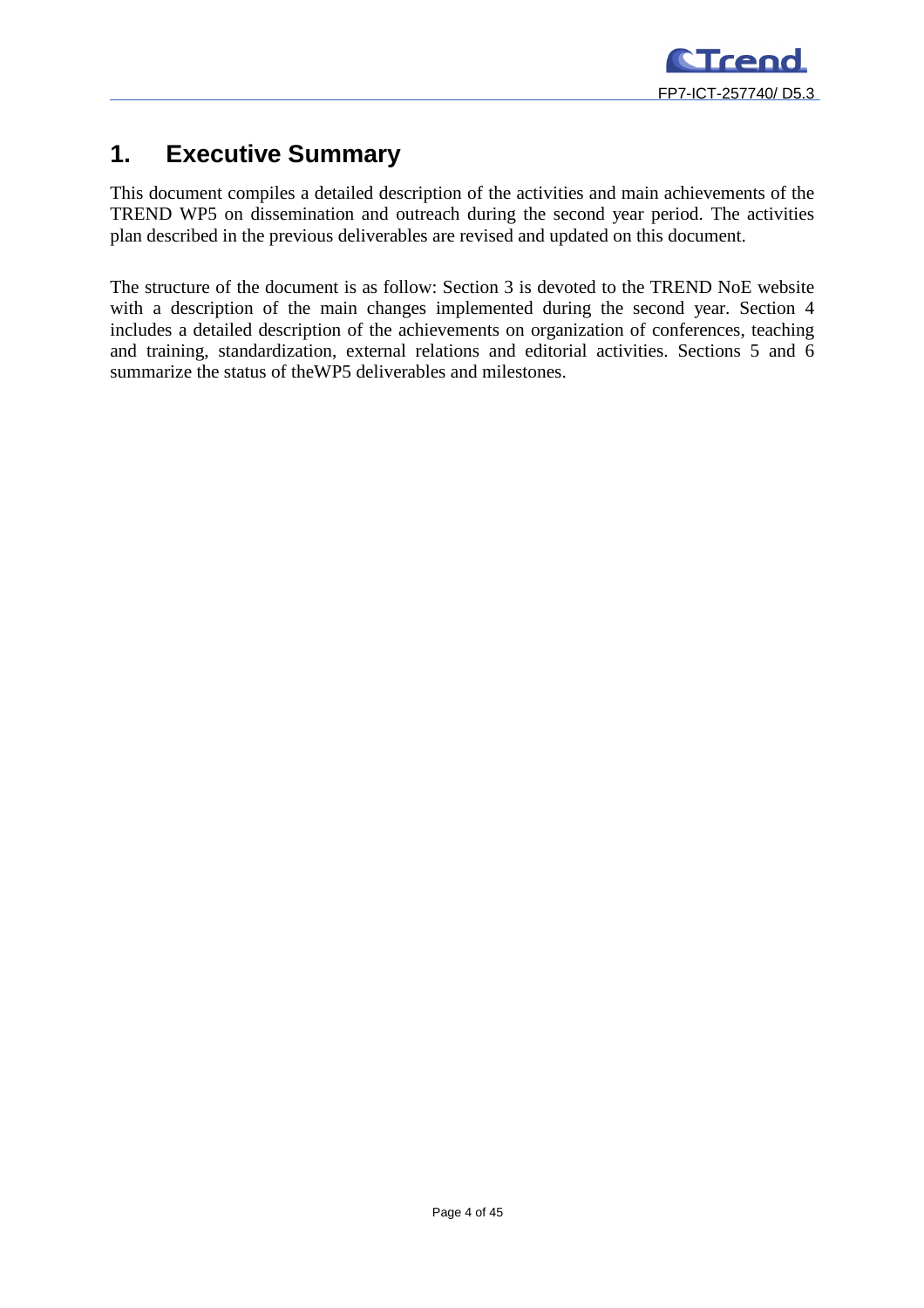# 1. Executive Summary

This document compiles a detailed description of the activities and main achievements of the TREND WP5 on dissemination and outreach during the second year period. The activities plan described in the previous deliverables are revised and updated on this document.

The structure of the document is as follow: Section 3 is devoted to the TREND NoE website with a description of the main changes implemented during the second year. Section 4 includes a detailed description of the achievements on organization of conferences, teaching and training, standardization, external relations and editorial activities. Sections 5 and 6 summarize the status of theWP5 deliverables and milestones.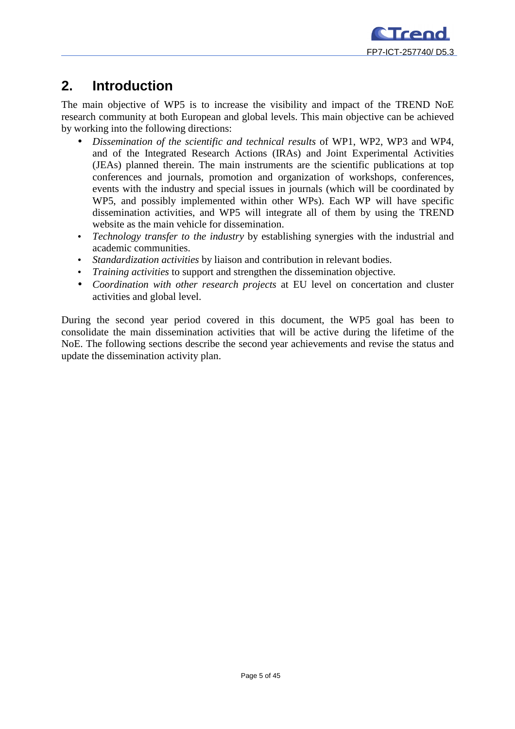## 2. Introduction

The main objective of WP5 is to increase the visibility and impact of the TREND NoE research community at both European and global levels. This main objective can be achieved by working into the following directions:

- *Dissemination of the scientific and technical results* of WP1, WP2, WP3 and WP4, and of the Integrated Research Actions (IRAs) and Joint Experimental Activities (JEAs) planned therein. The main instruments are the scientific publications at top conferences and journals, promotion and organization of workshops, conferences, events with the industry and special issues in journals (which will be coordinated by WP5, and possibly implemented within other WPs). Each WP will have specific dissemination activities, and WP5 will integrate all of them by using the TREND website as the main vehicle for dissemination.
- *Technology transfer to the industry* by establishing synergies with the industrial and academic communities.
- *Standardization activities* by liaison and contribution in relevant bodies.
- *Training activities* to support and strengthen the dissemination objective.
- *Coordination with other research projects* at EU level on concertation and cluster activities and global level.

During the second year period covered in this document, the WP5 goal has been to consolidate the main dissemination activities that will be active during the lifetime of the NoE. The following sections describe the second year achievements and revise the status and update the dissemination activity plan.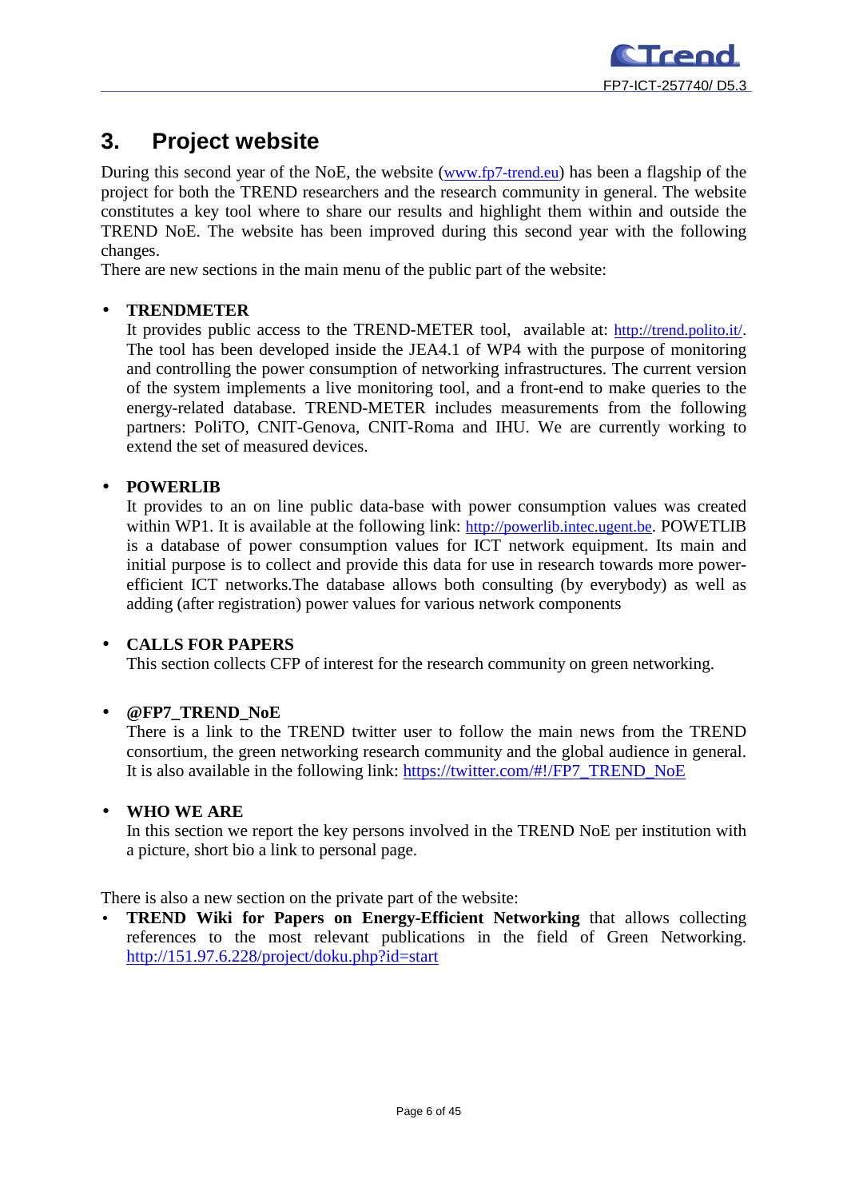# 3. Project website

During this second year of the NoE, the website (www.fp7-trend.eu) has been a flagship of the project for both the TREND researchers and the research community in general. The website constitutes a key tool where to share our results and highlight them within and outside the TREND NoE. The website has been improved during this second year with the following changes.

There are new sections in the main menu of the public part of the website:

- **TRENDMETER**
  It provides public access to the TREND-METER tool, available at: http://trend.polito.it/. The tool has been developed inside the JEA4.1 of WP4 with the purpose of monitoring and controlling the power consumption of networking infrastructures. The current version of the system implements a live monitoring tool, and a front-end to make queries to the energy-related database. TREND-METER includes measurements from the following partners: PoliTO, CNIT-Genova, CNIT-Roma and IHU. We are currently working to extend the set of measured devices.

- **POWERLIB**
  It provides to an on line public data-base with power consumption values was created within WP1. It is available at the following link: http://powerlib.intec.ugent.be. POWETLIB is a database of power consumption values for ICT network equipment. Its main and initial purpose is to collect and provide this data for use in research towards more power-efficient ICT networks.The database allows both consulting (by everybody) as well as adding (after registration) power values for various network components

- **CALLS FOR PAPERS**
  This section collects CFP of interest for the research community on green networking.

- **@FP7_TREND_NoE**
  There is a link to the TREND twitter user to follow the main news from the TREND consortium, the green networking research community and the global audience in general. It is also available in the following link: https://twitter.com/#!/FP7_TREND_NoE

- **WHO WE ARE**
  In this section we report the key persons involved in the TREND NoE per institution with a picture, short bio a link to personal page.

There is also a new section on the private part of the website:

- **TREND Wiki for Papers on Energy-Efficient Networking** that allows collecting references to the most relevant publications in the field of Green Networking. http://151.97.6.228/project/doku.php?id=start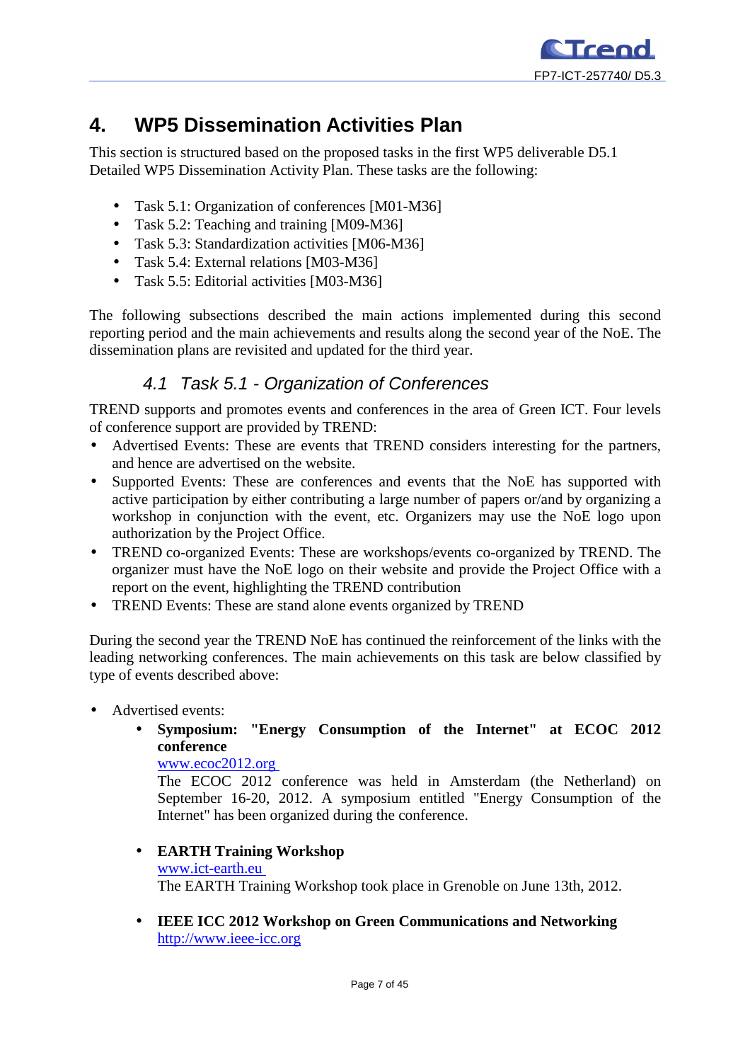# 4. WP5 Dissemination Activities Plan

This section is structured based on the proposed tasks in the first WP5 deliverable D5.1 Detailed WP5 Dissemination Activity Plan. These tasks are the following:

- Task 5.1: Organization of conferences [M01-M36]
- Task 5.2: Teaching and training [M09-M36]
- Task 5.3: Standardization activities [M06-M36]
- Task 5.4: External relations [M03-M36]
- Task 5.5: Editorial activities [M03-M36]

The following subsections described the main actions implemented during this second reporting period and the main achievements and results along the second year of the NoE. The dissemination plans are revisited and updated for the third year.

## *4.1 Task 5.1 - Organization of Conferences*

TREND supports and promotes events and conferences in the area of Green ICT. Four levels of conference support are provided by TREND:

- Advertised Events: These are events that TREND considers interesting for the partners, and hence are advertised on the website.
- Supported Events: These are conferences and events that the NoE has supported with active participation by either contributing a large number of papers or/and by organizing a workshop in conjunction with the event, etc. Organizers may use the NoE logo upon authorization by the Project Office.
- TREND co-organized Events: These are workshops/events co-organized by TREND. The organizer must have the NoE logo on their website and provide the Project Office with a report on the event, highlighting the TREND contribution
- TREND Events: These are stand alone events organized by TREND

During the second year the TREND NoE has continued the reinforcement of the links with the leading networking conferences. The main achievements on this task are below classified by type of events described above:

- Advertised events:
  - **Symposium: "Energy Consumption of the Internet" at ECOC 2012 conference**
    www.ecoc2012.org
    The ECOC 2012 conference was held in Amsterdam (the Netherland) on September 16-20, 2012. A symposium entitled "Energy Consumption of the Internet" has been organized during the conference.
  - **EARTH Training Workshop**
    www.ict-earth.eu
    The EARTH Training Workshop took place in Grenoble on June 13th, 2012.
  - **IEEE ICC 2012 Workshop on Green Communications and Networking**
    http://www.ieee-icc.org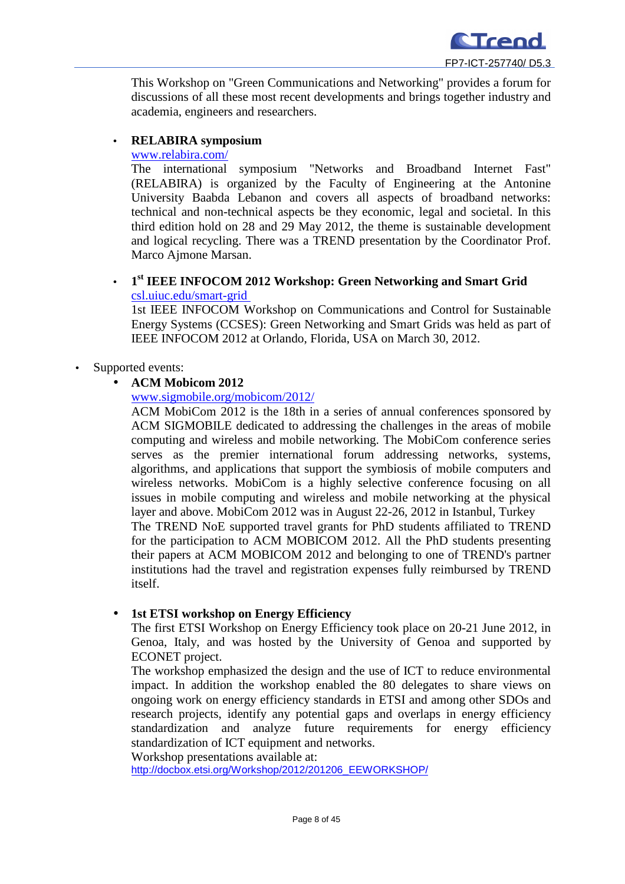This Workshop on "Green Communications and Networking" provides a forum for discussions of all these most recent developments and brings together industry and academia, engineers and researchers.

- **RELABIRA symposium**
  www.relabira.com/
  The international symposium "Networks and Broadband Internet Fast" (RELABIRA) is organized by the Faculty of Engineering at the Antonine University Baabda Lebanon and covers all aspects of broadband networks: technical and non-technical aspects be they economic, legal and societal. In this third edition hold on 28 and 29 May 2012, the theme is sustainable development and logical recycling. There was a TREND presentation by the Coordinator Prof. Marco Ajmone Marsan.

- **1st IEEE INFOCOM 2012 Workshop: Green Networking and Smart Grid**
  csl.uiuc.edu/smart-grid
  1st IEEE INFOCOM Workshop on Communications and Control for Sustainable Energy Systems (CCSES): Green Networking and Smart Grids was held as part of IEEE INFOCOM 2012 at Orlando, Florida, USA on March 30, 2012.

- Supported events:
  - **ACM Mobicom 2012**
    www.sigmobile.org/mobicom/2012/
    ACM MobiCom 2012 is the 18th in a series of annual conferences sponsored by ACM SIGMOBILE dedicated to addressing the challenges in the areas of mobile computing and wireless and mobile networking. The MobiCom conference series serves as the premier international forum addressing networks, systems, algorithms, and applications that support the symbiosis of mobile computers and wireless networks. MobiCom is a highly selective conference focusing on all issues in mobile computing and wireless and mobile networking at the physical layer and above. MobiCom 2012 was in August 22-26, 2012 in Istanbul, Turkey
    The TREND NoE supported travel grants for PhD students affiliated to TREND for the participation to ACM MOBICOM 2012. All the PhD students presenting their papers at ACM MOBICOM 2012 and belonging to one of TREND's partner institutions had the travel and registration expenses fully reimbursed by TREND itself.

  - **1st ETSI workshop on Energy Efficiency**
    The first ETSI Workshop on Energy Efficiency took place on 20-21 June 2012, in Genoa, Italy, and was hosted by the University of Genoa and supported by ECONET project.
    The workshop emphasized the design and the use of ICT to reduce environmental impact. In addition the workshop enabled the 80 delegates to share views on ongoing work on energy efficiency standards in ETSI and among other SDOs and research projects, identify any potential gaps and overlaps in energy efficiency standardization and analyze future requirements for energy efficiency standardization of ICT equipment and networks.
    Workshop presentations available at:
    http://docbox.etsi.org/Workshop/2012/201206_EEWORKSHOP/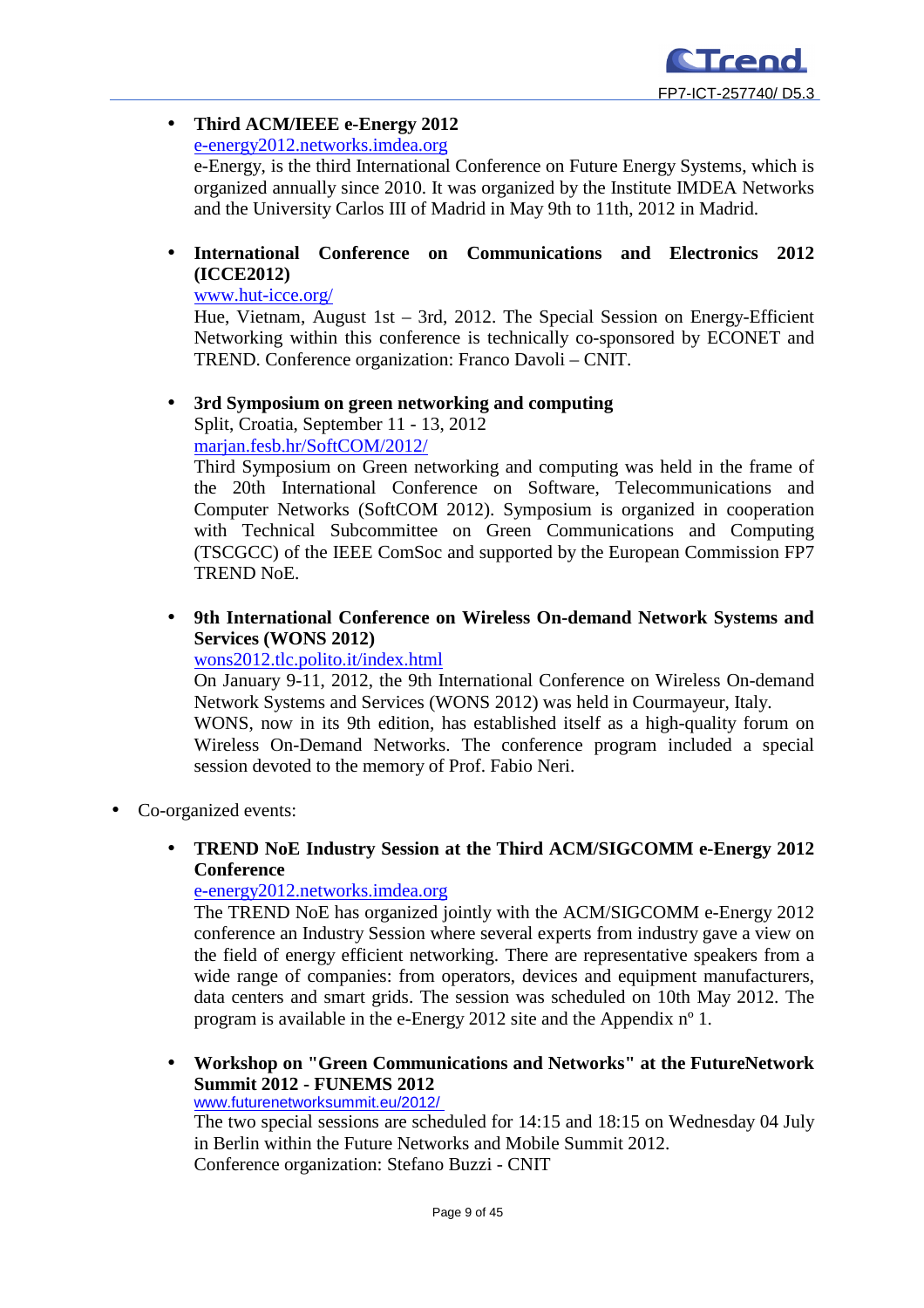- **Third ACM/IEEE e-Energy 2012**
  e-energy2012.networks.imdea.org
  e-Energy, is the third International Conference on Future Energy Systems, which is organized annually since 2010. It was organized by the Institute IMDEA Networks and the University Carlos III of Madrid in May 9th to 11th, 2012 in Madrid.

- **International Conference on Communications and Electronics 2012 (ICCE2012)**
  www.hut-icce.org/
  Hue, Vietnam, August 1st – 3rd, 2012. The Special Session on Energy-Efficient Networking within this conference is technically co-sponsored by ECONET and TREND. Conference organization: Franco Davoli – CNIT.

- **3rd Symposium on green networking and computing**
  Split, Croatia, September 11 - 13, 2012
  marjan.fesb.hr/SoftCOM/2012/
  Third Symposium on Green networking and computing was held in the frame of the 20th International Conference on Software, Telecommunications and Computer Networks (SoftCOM 2012). Symposium is organized in cooperation with Technical Subcommittee on Green Communications and Computing (TSCGCC) of the IEEE ComSoc and supported by the European Commission FP7 TREND NoE.

- **9th International Conference on Wireless On-demand Network Systems and Services (WONS 2012)**
  wons2012.tlc.polito.it/index.html
  On January 9-11, 2012, the 9th International Conference on Wireless On-demand Network Systems and Services (WONS 2012) was held in Courmayeur, Italy.
  WONS, now in its 9th edition, has established itself as a high-quality forum on Wireless On-Demand Networks. The conference program included a special session devoted to the memory of Prof. Fabio Neri.

- Co-organized events:

  - **TREND NoE Industry Session at the Third ACM/SIGCOMM e-Energy 2012 Conference**
    e-energy2012.networks.imdea.org
    The TREND NoE has organized jointly with the ACM/SIGCOMM e-Energy 2012 conference an Industry Session where several experts from industry gave a view on the field of energy efficient networking. There are representative speakers from a wide range of companies: from operators, devices and equipment manufacturers, data centers and smart grids. The session was scheduled on 10th May 2012. The program is available in the e-Energy 2012 site and the Appendix nº 1.

  - **Workshop on "Green Communications and Networks" at the FutureNetwork Summit 2012 - FUNEMS 2012**
    www.futurenetworksummit.eu/2012/
    The two special sessions are scheduled for 14:15 and 18:15 on Wednesday 04 July in Berlin within the Future Networks and Mobile Summit 2012.
    Conference organization: Stefano Buzzi - CNIT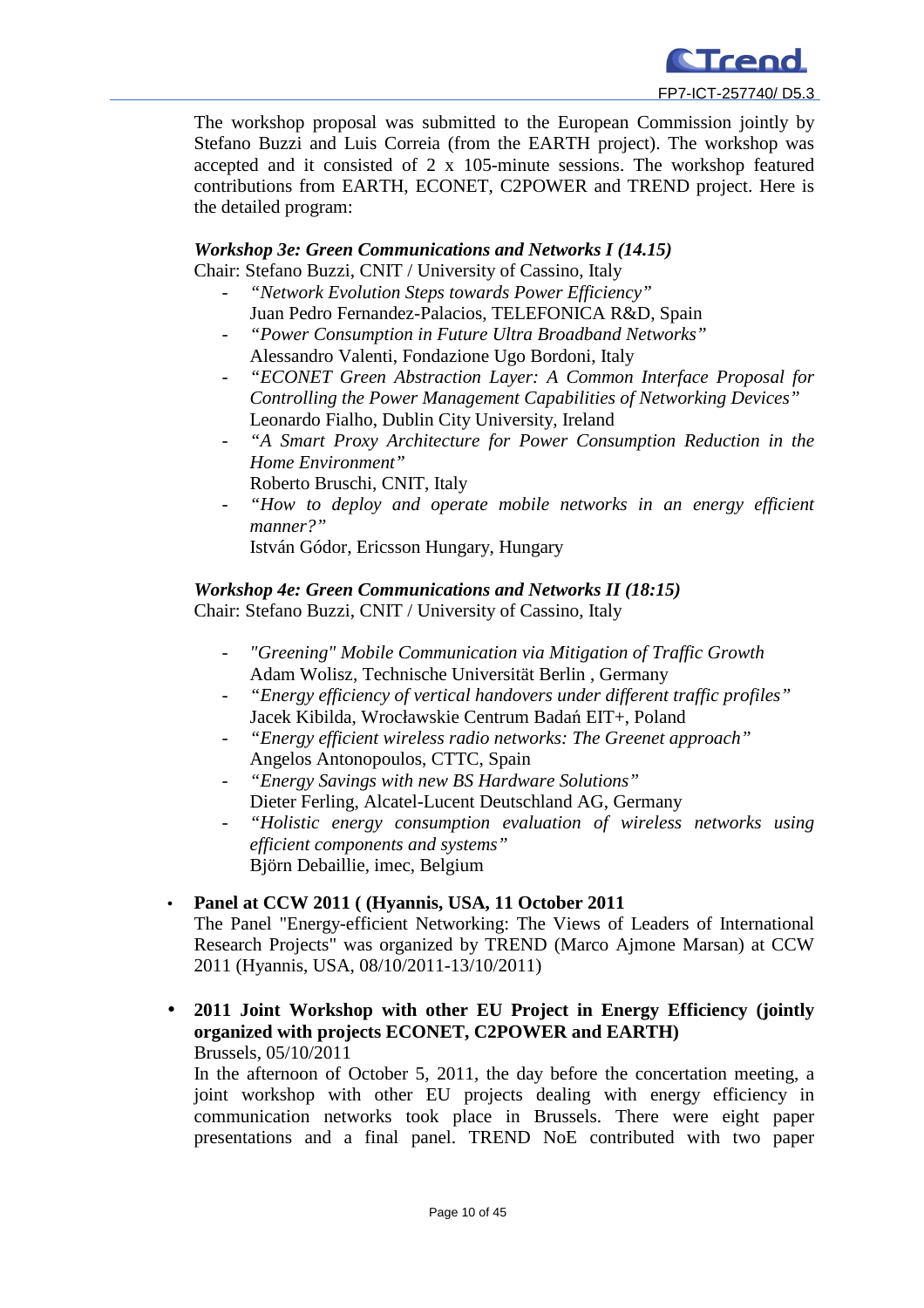The workshop proposal was submitted to the European Commission jointly by Stefano Buzzi and Luis Correia (from the EARTH project). The workshop was accepted and it consisted of 2 x 105-minute sessions. The workshop featured contributions from EARTH, ECONET, C2POWER and TREND project. Here is the detailed program:

***Workshop 3e: Green Communications and Networks I (14.15)***
Chair: Stefano Buzzi, CNIT / University of Cassino, Italy

- *"Network Evolution Steps towards Power Efficiency"*
  Juan Pedro Fernandez-Palacios, TELEFONICA R&D, Spain
- *"Power Consumption in Future Ultra Broadband Networks"*
  Alessandro Valenti, Fondazione Ugo Bordoni, Italy
- *"ECONET Green Abstraction Layer: A Common Interface Proposal for Controlling the Power Management Capabilities of Networking Devices"*
  Leonardo Fialho, Dublin City University, Ireland
- *"A Smart Proxy Architecture for Power Consumption Reduction in the Home Environment"*
  Roberto Bruschi, CNIT, Italy
- *"How to deploy and operate mobile networks in an energy efficient manner?"*
  István Gódor, Ericsson Hungary, Hungary

***Workshop 4e: Green Communications and Networks II (18:15)***
Chair: Stefano Buzzi, CNIT / University of Cassino, Italy

- *"Greening" Mobile Communication via Mitigation of Traffic Growth*
  Adam Wolisz, Technische Universität Berlin , Germany
- *"Energy efficiency of vertical handovers under different traffic profiles"*
  Jacek Kibilda, Wrocławskie Centrum Badań EIT+, Poland
- *"Energy efficient wireless radio networks: The Greenet approach"*
  Angelos Antonopoulos, CTTC, Spain
- *"Energy Savings with new BS Hardware Solutions"*
  Dieter Ferling, Alcatel-Lucent Deutschland AG, Germany
- *"Holistic energy consumption evaluation of wireless networks using efficient components and systems"*
  Björn Debaillie, imec, Belgium

- **Panel at CCW 2011 ( (Hyannis, USA, 11 October 2011**
  The Panel "Energy-efficient Networking: The Views of Leaders of International Research Projects" was organized by TREND (Marco Ajmone Marsan) at CCW 2011 (Hyannis, USA, 08/10/2011-13/10/2011)

- **2011 Joint Workshop with other EU Project in Energy Efficiency (jointly organized with projects ECONET, C2POWER and EARTH)**
  Brussels, 05/10/2011
  In the afternoon of October 5, 2011, the day before the concertation meeting, a joint workshop with other EU projects dealing with energy efficiency in communication networks took place in Brussels. There were eight paper presentations and a final panel. TREND NoE contributed with two paper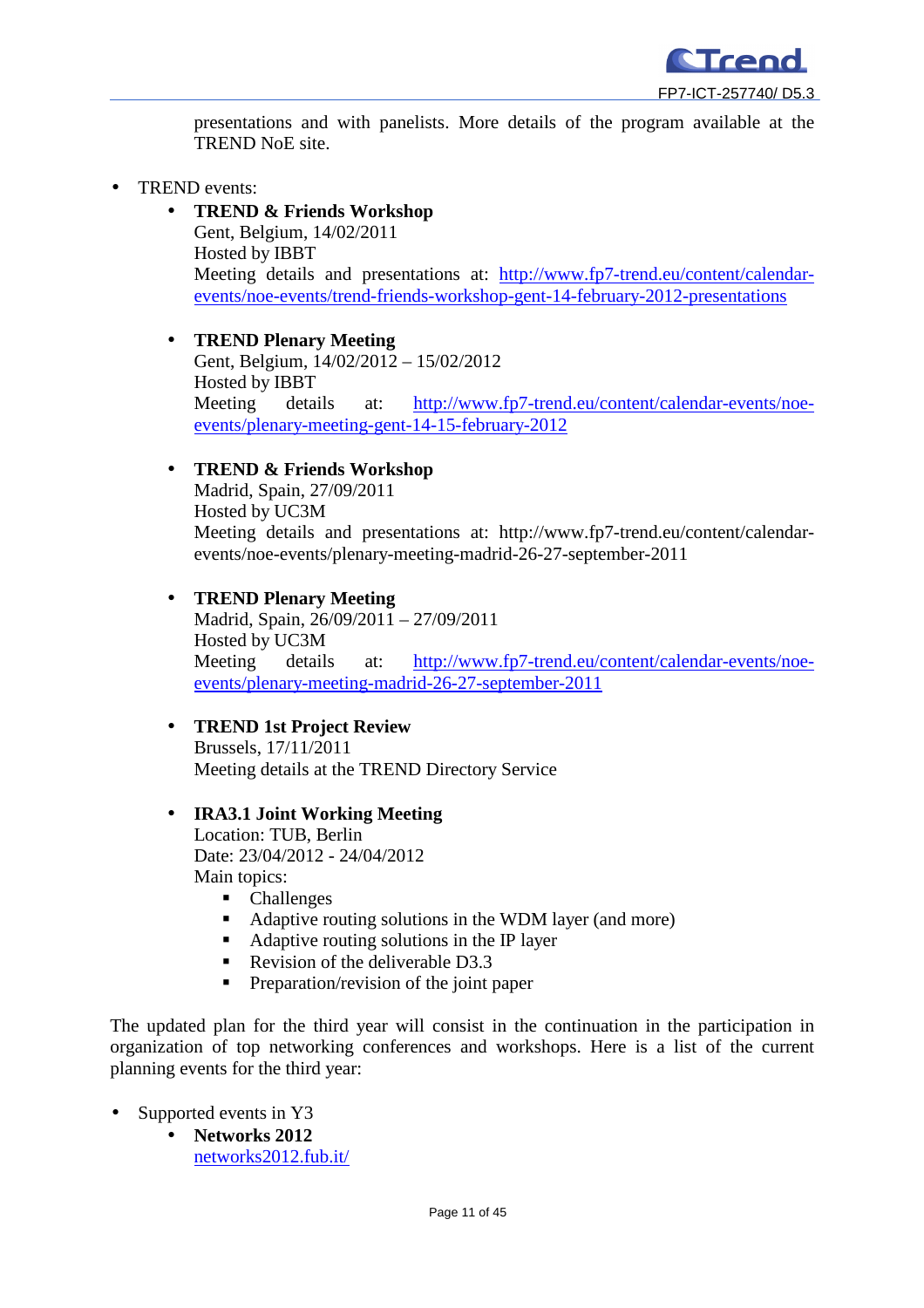presentations and with panelists. More details of the program available at the TREND NoE site.

- TREND events:
  - **TREND & Friends Workshop**
    Gent, Belgium, 14/02/2011
    Hosted by IBBT
    Meeting details and presentations at: http://www.fp7-trend.eu/content/calendar-events/noe-events/trend-friends-workshop-gent-14-february-2012-presentations

  - **TREND Plenary Meeting**
    Gent, Belgium, 14/02/2012 – 15/02/2012
    Hosted by IBBT
    Meeting details at: http://www.fp7-trend.eu/content/calendar-events/noe-events/plenary-meeting-gent-14-15-february-2012

  - **TREND & Friends Workshop**
    Madrid, Spain, 27/09/2011
    Hosted by UC3M
    Meeting details and presentations at: http://www.fp7-trend.eu/content/calendar-events/noe-events/plenary-meeting-madrid-26-27-september-2011

  - **TREND Plenary Meeting**
    Madrid, Spain, 26/09/2011 – 27/09/2011
    Hosted by UC3M
    Meeting details at: http://www.fp7-trend.eu/content/calendar-events/noe-events/plenary-meeting-madrid-26-27-september-2011

  - **TREND 1st Project Review**
    Brussels, 17/11/2011
    Meeting details at the TREND Directory Service

  - **IRA3.1 Joint Working Meeting**
    Location: TUB, Berlin
    Date: 23/04/2012 - 24/04/2012
    Main topics:
    - Challenges
    - Adaptive routing solutions in the WDM layer (and more)
    - Adaptive routing solutions in the IP layer
    - Revision of the deliverable D3.3
    - Preparation/revision of the joint paper

The updated plan for the third year will consist in the continuation in the participation in organization of top networking conferences and workshops. Here is a list of the current planning events for the third year:

- Supported events in Y3
  - **Networks 2012**
    networks2012.fub.it/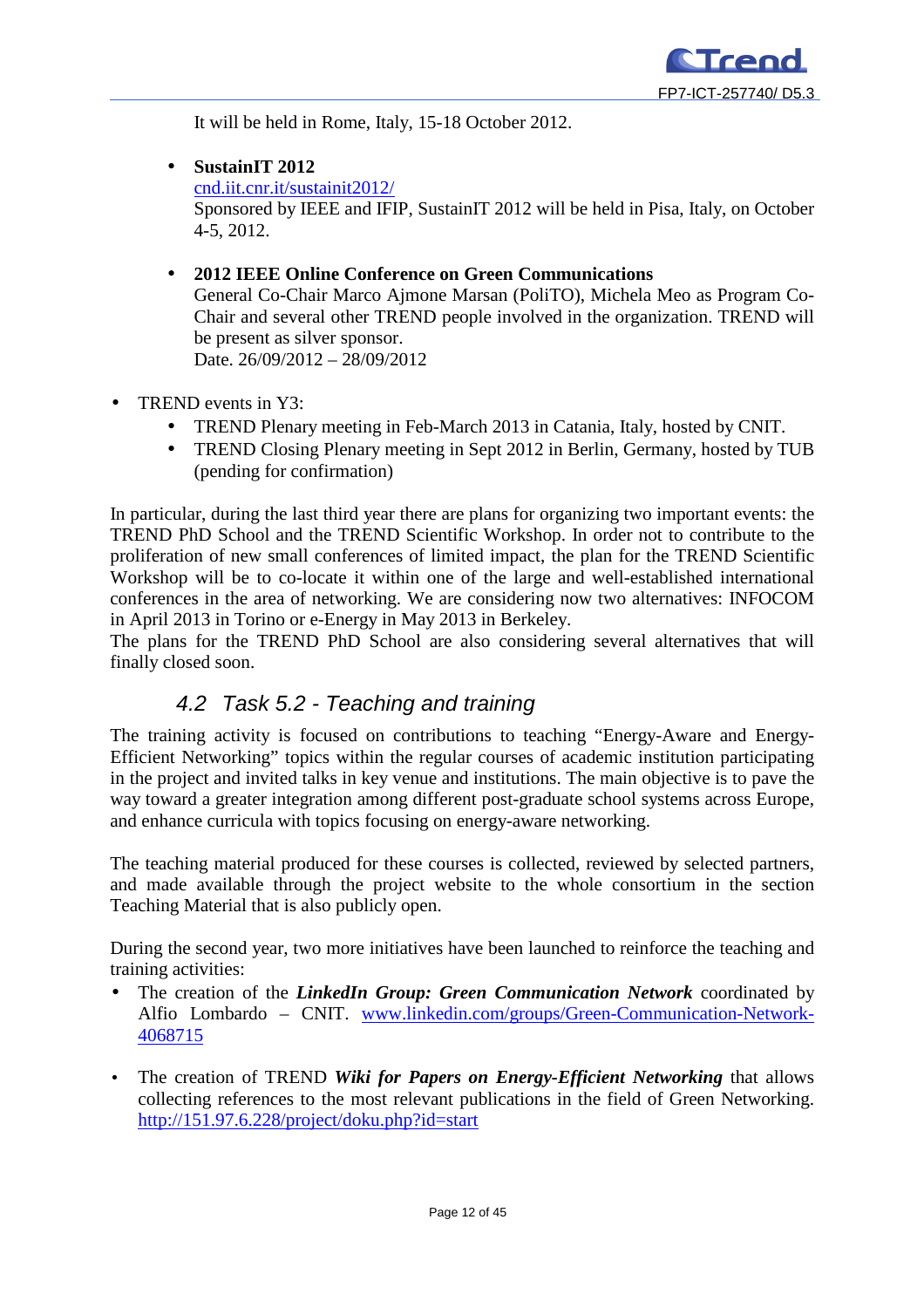It will be held in Rome, Italy, 15-18 October 2012.

- **SustainIT 2012**
  [cnd.iit.cnr.it/sustainit2012/](cnd.iit.cnr.it/sustainit2012/)
  Sponsored by IEEE and IFIP, SustainIT 2012 will be held in Pisa, Italy, on October 4-5, 2012.

- **2012 IEEE Online Conference on Green Communications**
  General Co-Chair Marco Ajmone Marsan (PoliTO), Michela Meo as Program Co-Chair and several other TREND people involved in the organization. TREND will be present as silver sponsor.
  Date. 26/09/2012 – 28/09/2012

- TREND events in Y3:
  - TREND Plenary meeting in Feb-March 2013 in Catania, Italy, hosted by CNIT.
  - TREND Closing Plenary meeting in Sept 2012 in Berlin, Germany, hosted by TUB (pending for confirmation)

In particular, during the last third year there are plans for organizing two important events: the TREND PhD School and the TREND Scientific Workshop. In order not to contribute to the proliferation of new small conferences of limited impact, the plan for the TREND Scientific Workshop will be to co-locate it within one of the large and well-established international conferences in the area of networking. We are considering now two alternatives: INFOCOM in April 2013 in Torino or e-Energy in May 2013 in Berkeley.
The plans for the TREND PhD School are also considering several alternatives that will finally closed soon.

## 4.2 Task 5.2 - Teaching and training

The training activity is focused on contributions to teaching "Energy-Aware and Energy-Efficient Networking" topics within the regular courses of academic institution participating in the project and invited talks in key venue and institutions. The main objective is to pave the way toward a greater integration among different post-graduate school systems across Europe, and enhance curricula with topics focusing on energy-aware networking.

The teaching material produced for these courses is collected, reviewed by selected partners, and made available through the project website to the whole consortium in the section Teaching Material that is also publicly open.

During the second year, two more initiatives have been launched to reinforce the teaching and training activities:

- The creation of the ***LinkedIn Group: Green Communication Network*** coordinated by Alfio Lombardo – CNIT. [www.linkedin.com/groups/Green-Communication-Network-4068715](www.linkedin.com/groups/Green-Communication-Network-4068715)

- The creation of TREND ***Wiki for Papers on Energy-Efficient Networking*** that allows collecting references to the most relevant publications in the field of Green Networking. [http://151.97.6.228/project/doku.php?id=start](http://151.97.6.228/project/doku.php?id=start)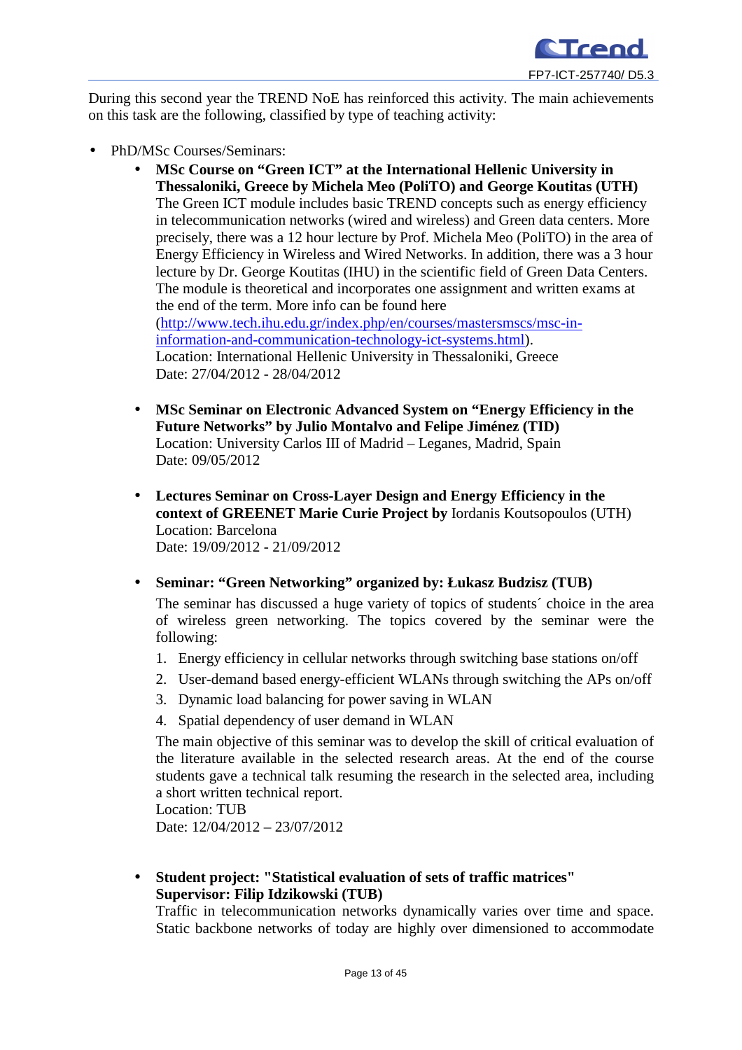During this second year the TREND NoE has reinforced this activity. The main achievements on this task are the following, classified by type of teaching activity:

- PhD/MSc Courses/Seminars:
  - **MSc Course on "Green ICT" at the International Hellenic University in Thessaloniki, Greece by Michela Meo (PoliTO) and George Koutitas (UTH)**
    The Green ICT module includes basic TREND concepts such as energy efficiency in telecommunication networks (wired and wireless) and Green data centers. More precisely, there was a 12 hour lecture by Prof. Michela Meo (PoliTO) in the area of Energy Efficiency in Wireless and Wired Networks. In addition, there was a 3 hour lecture by Dr. George Koutitas (IHU) in the scientific field of Green Data Centers. The module is theoretical and incorporates one assignment and written exams at the end of the term. More info can be found here (http://www.tech.ihu.edu.gr/index.php/en/courses/mastersmscs/msc-in-information-and-communication-technology-ict-systems.html).
    Location: International Hellenic University in Thessaloniki, Greece
    Date: 27/04/2012 - 28/04/2012

  - **MSc Seminar on Electronic Advanced System on "Energy Efficiency in the Future Networks" by Julio Montalvo and Felipe Jiménez (TID)**
    Location: University Carlos III of Madrid – Leganes, Madrid, Spain
    Date: 09/05/2012

  - **Lectures Seminar on Cross-Layer Design and Energy Efficiency in the context of GREENET Marie Curie Project by** Iordanis Koutsopoulos (UTH)
    Location: Barcelona
    Date: 19/09/2012 - 21/09/2012

  - **Seminar: "Green Networking" organized by: Łukasz Budzisz (TUB)**

    The seminar has discussed a huge variety of topics of students´ choice in the area of wireless green networking. The topics covered by the seminar were the following:

    1. Energy efficiency in cellular networks through switching base stations on/off
    2. User-demand based energy-efficient WLANs through switching the APs on/off
    3. Dynamic load balancing for power saving in WLAN
    4. Spatial dependency of user demand in WLAN

    The main objective of this seminar was to develop the skill of critical evaluation of the literature available in the selected research areas. At the end of the course students gave a technical talk resuming the research in the selected area, including a short written technical report.
    Location: TUB
    Date: 12/04/2012 – 23/07/2012

  - **Student project: "Statistical evaluation of sets of traffic matrices"**
    **Supervisor: Filip Idzikowski (TUB)**
    Traffic in telecommunication networks dynamically varies over time and space. Static backbone networks of today are highly over dimensioned to accommodate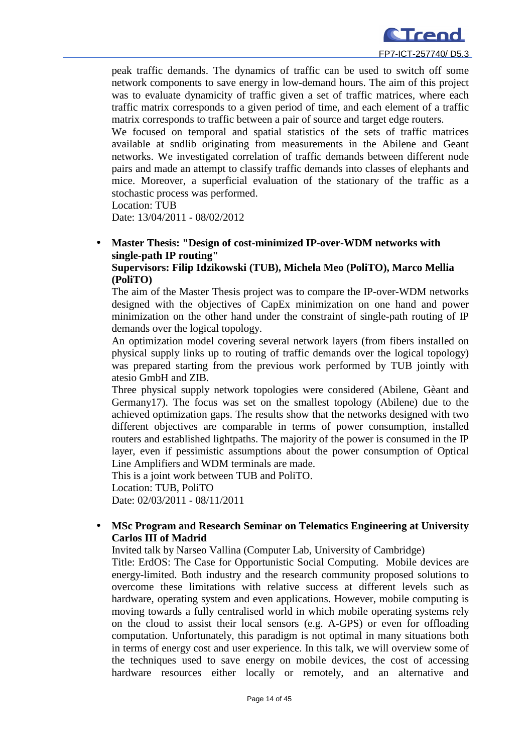peak traffic demands. The dynamics of traffic can be used to switch off some network components to save energy in low-demand hours. The aim of this project was to evaluate dynamicity of traffic given a set of traffic matrices, where each traffic matrix corresponds to a given period of time, and each element of a traffic matrix corresponds to traffic between a pair of source and target edge routers.
We focused on temporal and spatial statistics of the sets of traffic matrices available at sndlib originating from measurements in the Abilene and Geant networks. We investigated correlation of traffic demands between different node pairs and made an attempt to classify traffic demands into classes of elephants and mice. Moreover, a superficial evaluation of the stationary of the traffic as a stochastic process was performed.
Location: TUB
Date: 13/04/2011 - 08/02/2012

- **Master Thesis: "Design of cost-minimized IP-over-WDM networks with single-path IP routing"**
  **Supervisors: Filip Idzikowski (TUB), Michela Meo (PoliTO), Marco Mellia (PoliTO)**
  The aim of the Master Thesis project was to compare the IP-over-WDM networks designed with the objectives of CapEx minimization on one hand and power minimization on the other hand under the constraint of single-path routing of IP demands over the logical topology.
  An optimization model covering several network layers (from fibers installed on physical supply links up to routing of traffic demands over the logical topology) was prepared starting from the previous work performed by TUB jointly with atesio GmbH and ZIB.
  Three physical supply network topologies were considered (Abilene, Gèant and Germany17). The focus was set on the smallest topology (Abilene) due to the achieved optimization gaps. The results show that the networks designed with two different objectives are comparable in terms of power consumption, installed routers and established lightpaths. The majority of the power is consumed in the IP layer, even if pessimistic assumptions about the power consumption of Optical Line Amplifiers and WDM terminals are made.
  This is a joint work between TUB and PoliTO.
  Location: TUB, PoliTO
  Date: 02/03/2011 - 08/11/2011

- **MSc Program and Research Seminar on Telematics Engineering at University Carlos III of Madrid**
  Invited talk by Narseo Vallina (Computer Lab, University of Cambridge)
  Title: ErdOS: The Case for Opportunistic Social Computing. Mobile devices are energy-limited. Both industry and the research community proposed solutions to overcome these limitations with relative success at different levels such as hardware, operating system and even applications. However, mobile computing is moving towards a fully centralised world in which mobile operating systems rely on the cloud to assist their local sensors (e.g. A-GPS) or even for offloading computation. Unfortunately, this paradigm is not optimal in many situations both in terms of energy cost and user experience. In this talk, we will overview some of the techniques used to save energy on mobile devices, the cost of accessing hardware resources either locally or remotely, and an alternative and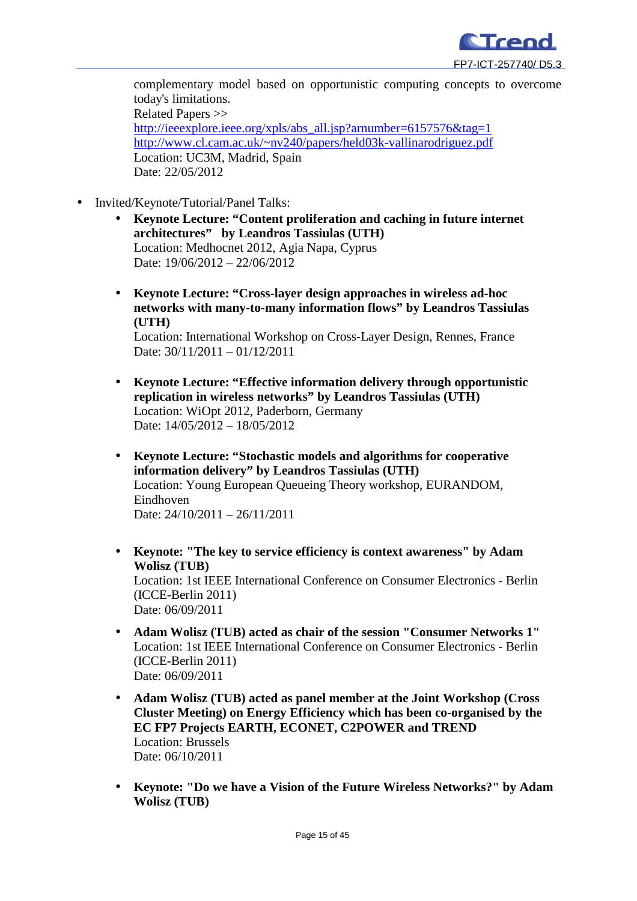complementary model based on opportunistic computing concepts to overcome today's limitations.
Related Papers >>
http://ieeexplore.ieee.org/xpls/abs_all.jsp?arnumber=6157576&tag=1
http://www.cl.cam.ac.uk/~nv240/papers/held03k-vallinarodriguez.pdf
Location: UC3M, Madrid, Spain
Date: 22/05/2012

- Invited/Keynote/Tutorial/Panel Talks:
  - **Keynote Lecture: "Content proliferation and caching in future internet architectures" by Leandros Tassiulas (UTH)**
    Location: Medhocnet 2012, Agia Napa, Cyprus
    Date: 19/06/2012 – 22/06/2012

  - **Keynote Lecture: "Cross-layer design approaches in wireless ad-hoc networks with many-to-many information flows" by Leandros Tassiulas (UTH)**
    Location: International Workshop on Cross-Layer Design, Rennes, France
    Date: 30/11/2011 – 01/12/2011

  - **Keynote Lecture: "Effective information delivery through opportunistic replication in wireless networks" by Leandros Tassiulas (UTH)**
    Location: WiOpt 2012, Paderborn, Germany
    Date: 14/05/2012 – 18/05/2012

  - **Keynote Lecture: "Stochastic models and algorithms for cooperative information delivery" by Leandros Tassiulas (UTH)**
    Location: Young European Queueing Theory workshop, EURANDOM, Eindhoven
    Date: 24/10/2011 – 26/11/2011

  - **Keynote: "The key to service efficiency is context awareness" by Adam Wolisz (TUB)**
    Location: 1st IEEE International Conference on Consumer Electronics - Berlin (ICCE-Berlin 2011)
    Date: 06/09/2011

  - **Adam Wolisz (TUB) acted as chair of the session "Consumer Networks 1"**
    Location: 1st IEEE International Conference on Consumer Electronics - Berlin (ICCE-Berlin 2011)
    Date: 06/09/2011

  - **Adam Wolisz (TUB) acted as panel member at the Joint Workshop (Cross Cluster Meeting) on Energy Efficiency which has been co-organised by the EC FP7 Projects EARTH, ECONET, C2POWER and TREND**
    Location: Brussels
    Date: 06/10/2011

  - **Keynote: "Do we have a Vision of the Future Wireless Networks?" by Adam Wolisz (TUB)**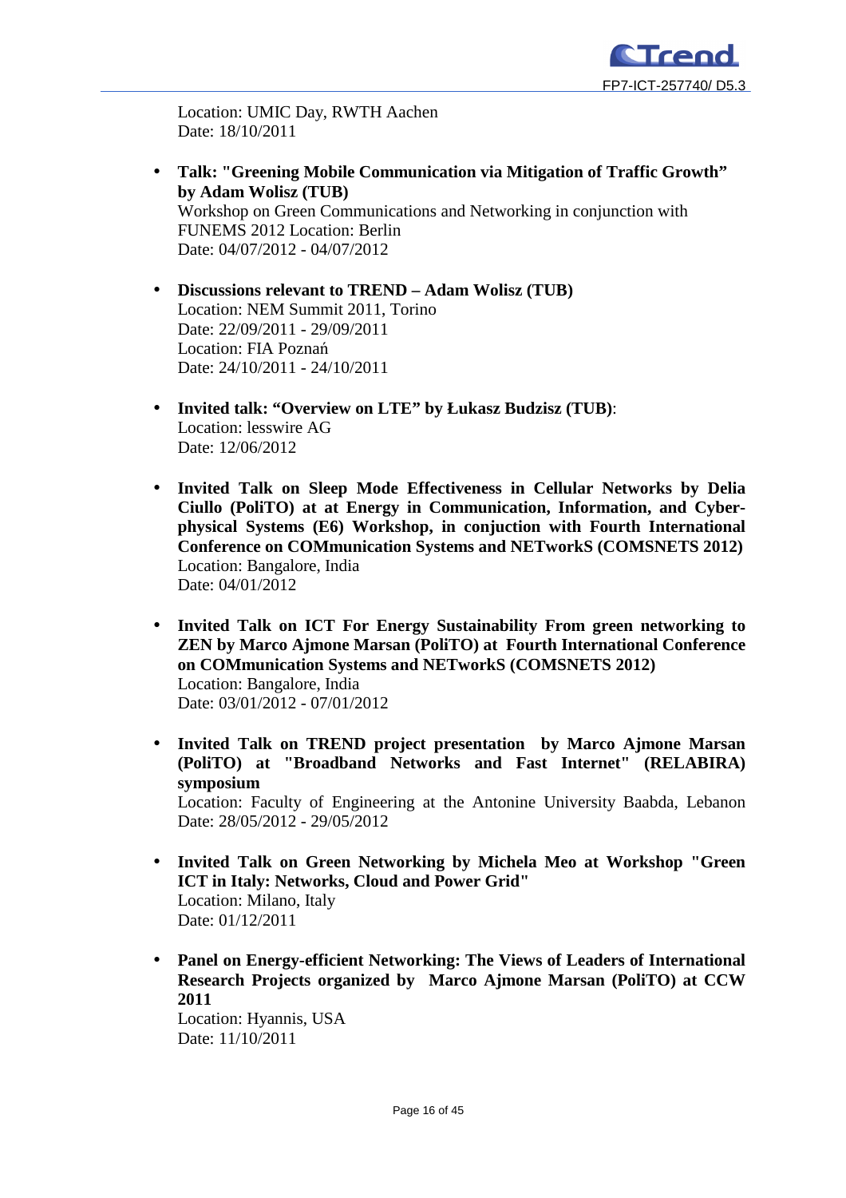Location: UMIC Day, RWTH Aachen
Date: 18/10/2011

- **Talk: "Greening Mobile Communication via Mitigation of Traffic Growth" by Adam Wolisz (TUB)**
  Workshop on Green Communications and Networking in conjunction with FUNEMS 2012 Location: Berlin
  Date: 04/07/2012 - 04/07/2012

- **Discussions relevant to TREND – Adam Wolisz (TUB)**
  Location: NEM Summit 2011, Torino
  Date: 22/09/2011 - 29/09/2011
  Location: FIA Poznań
  Date: 24/10/2011 - 24/10/2011

- **Invited talk: "Overview on LTE" by Łukasz Budzisz (TUB)**:
  Location: lesswire AG
  Date: 12/06/2012

- **Invited Talk on Sleep Mode Effectiveness in Cellular Networks by Delia Ciullo (PoliTO) at at Energy in Communication, Information, and Cyber-physical Systems (E6) Workshop, in conjuction with Fourth International Conference on COMmunication Systems and NETworkS (COMSNETS 2012)**
  Location: Bangalore, India
  Date: 04/01/2012

- **Invited Talk on ICT For Energy Sustainability From green networking to ZEN by Marco Ajmone Marsan (PoliTO) at Fourth International Conference on COMmunication Systems and NETworkS (COMSNETS 2012)**
  Location: Bangalore, India
  Date: 03/01/2012 - 07/01/2012

- **Invited Talk on TREND project presentation by Marco Ajmone Marsan (PoliTO) at "Broadband Networks and Fast Internet" (RELABIRA) symposium**
  Location: Faculty of Engineering at the Antonine University Baabda, Lebanon
  Date: 28/05/2012 - 29/05/2012

- **Invited Talk on Green Networking by Michela Meo at Workshop "Green ICT in Italy: Networks, Cloud and Power Grid"**
  Location: Milano, Italy
  Date: 01/12/2011

- **Panel on Energy-efficient Networking: The Views of Leaders of International Research Projects organized by Marco Ajmone Marsan (PoliTO) at CCW 2011**
  Location: Hyannis, USA
  Date: 11/10/2011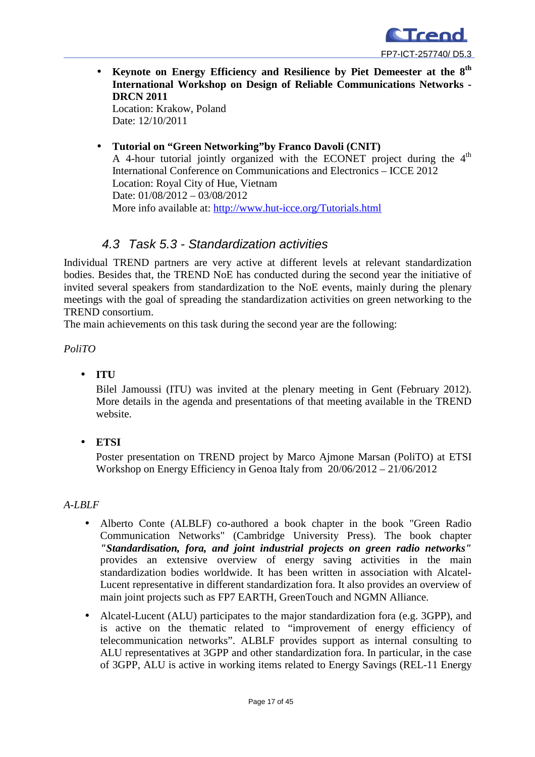- **Keynote on Energy Efficiency and Resilience by Piet Demeester at the 8th International Workshop on Design of Reliable Communications Networks - DRCN 2011**  
  Location: Krakow, Poland  
  Date: 12/10/2011

- **Tutorial on "Green Networking"by Franco Davoli (CNIT)**  
  A 4-hour tutorial jointly organized with the ECONET project during the 4th International Conference on Communications and Electronics – ICCE 2012  
  Location: Royal City of Hue, Vietnam  
  Date: 01/08/2012 – 03/08/2012  
  More info available at: http://www.hut-icce.org/Tutorials.html

## 4.3 Task 5.3 - Standardization activities

Individual TREND partners are very active at different levels at relevant standardization bodies. Besides that, the TREND NoE has conducted during the second year the initiative of invited several speakers from standardization to the NoE events, mainly during the plenary meetings with the goal of spreading the standardization activities on green networking to the TREND consortium.  
The main achievements on this task during the second year are the following:

*PoliTO*

- **ITU**  
  Bilel Jamoussi (ITU) was invited at the plenary meeting in Gent (February 2012). More details in the agenda and presentations of that meeting available in the TREND website.

- **ETSI**  
  Poster presentation on TREND project by Marco Ajmone Marsan (PoliTO) at ETSI Workshop on Energy Efficiency in Genoa Italy from 20/06/2012 – 21/06/2012

*A-LBLF*

- Alberto Conte (ALBLF) co-authored a book chapter in the book "Green Radio Communication Networks" (Cambridge University Press). The book chapter ***"Standardisation, fora, and joint industrial projects on green radio networks"*** provides an extensive overview of energy saving activities in the main standardization bodies worldwide. It has been written in association with Alcatel-Lucent representative in different standardization fora. It also provides an overview of main joint projects such as FP7 EARTH, GreenTouch and NGMN Alliance.
- Alcatel-Lucent (ALU) participates to the major standardization fora (e.g. 3GPP), and is active on the thematic related to "improvement of energy efficiency of telecommunication networks". ALBLF provides support as internal consulting to ALU representatives at 3GPP and other standardization fora. In particular, in the case of 3GPP, ALU is active in working items related to Energy Savings (REL-11 Energy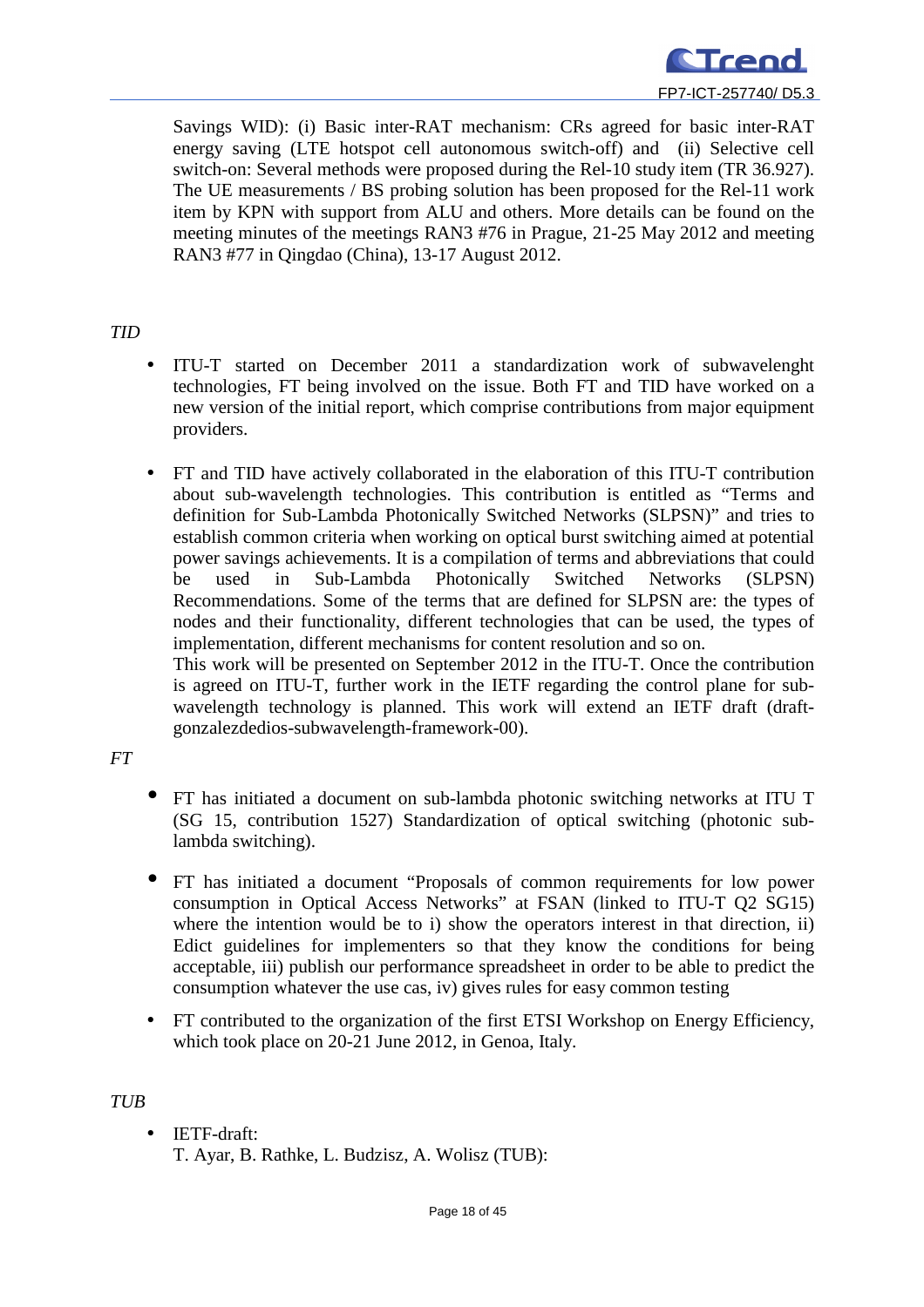Savings WID): (i) Basic inter-RAT mechanism: CRs agreed for basic inter-RAT energy saving (LTE hotspot cell autonomous switch-off) and (ii) Selective cell switch-on: Several methods were proposed during the Rel-10 study item (TR 36.927). The UE measurements / BS probing solution has been proposed for the Rel-11 work item by KPN with support from ALU and others. More details can be found on the meeting minutes of the meetings RAN3 #76 in Prague, 21-25 May 2012 and meeting RAN3 #77 in Qingdao (China), 13-17 August 2012.

*TID*

- ITU-T started on December 2011 a standardization work of subwavelenght technologies, FT being involved on the issue. Both FT and TID have worked on a new version of the initial report, which comprise contributions from major equipment providers.

- FT and TID have actively collaborated in the elaboration of this ITU-T contribution about sub-wavelength technologies. This contribution is entitled as "Terms and definition for Sub-Lambda Photonically Switched Networks (SLPSN)" and tries to establish common criteria when working on optical burst switching aimed at potential power savings achievements. It is a compilation of terms and abbreviations that could be used in Sub-Lambda Photonically Switched Networks (SLPSN) Recommendations. Some of the terms that are defined for SLPSN are: the types of nodes and their functionality, different technologies that can be used, the types of implementation, different mechanisms for content resolution and so on.
  This work will be presented on September 2012 in the ITU-T. Once the contribution is agreed on ITU-T, further work in the IETF regarding the control plane for sub-wavelength technology is planned. This work will extend an IETF draft (draft-gonzalezdedios-subwavelength-framework-00).

*FT*

- FT has initiated a document on sub-lambda photonic switching networks at ITU T (SG 15, contribution 1527) Standardization of optical switching (photonic sub-lambda switching).

- FT has initiated a document "Proposals of common requirements for low power consumption in Optical Access Networks" at FSAN (linked to ITU-T Q2 SG15) where the intention would be to i) show the operators interest in that direction, ii) Edict guidelines for implementers so that they know the conditions for being acceptable, iii) publish our performance spreadsheet in order to be able to predict the consumption whatever the use cas, iv) gives rules for easy common testing

- FT contributed to the organization of the first ETSI Workshop on Energy Efficiency, which took place on 20-21 June 2012, in Genoa, Italy.

*TUB*

- IETF-draft:
  T. Ayar, B. Rathke, L. Budzisz, A. Wolisz (TUB):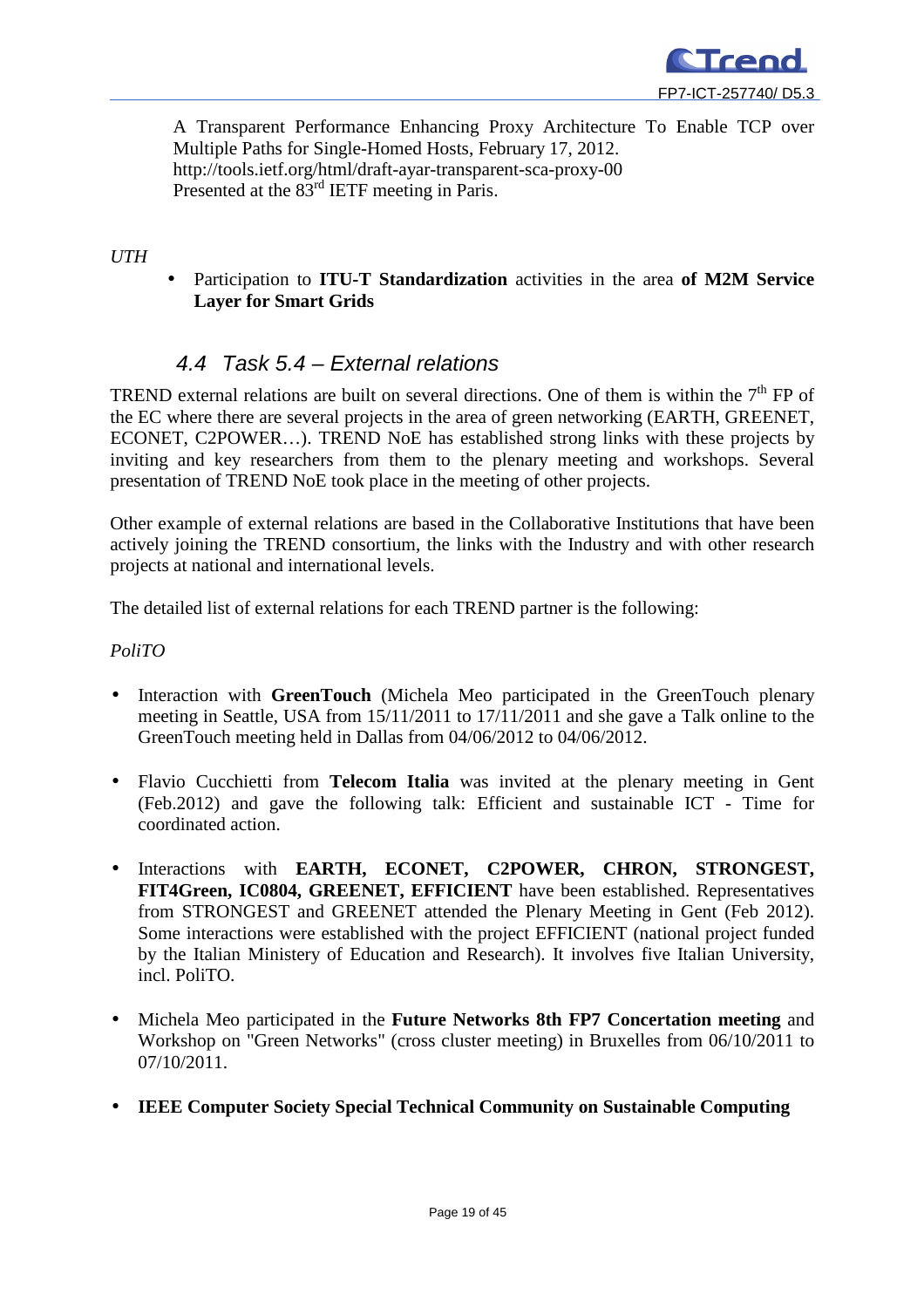A Transparent Performance Enhancing Proxy Architecture To Enable TCP over Multiple Paths for Single-Homed Hosts, February 17, 2012.
http://tools.ietf.org/html/draft-ayar-transparent-sca-proxy-00
Presented at the 83rd IETF meeting in Paris.

*UTH*

- Participation to **ITU-T Standardization** activities in the area **of M2M Service Layer for Smart Grids**

## 4.4 Task 5.4 – External relations

TREND external relations are built on several directions. One of them is within the 7th FP of the EC where there are several projects in the area of green networking (EARTH, GREENET, ECONET, C2POWER…). TREND NoE has established strong links with these projects by inviting and key researchers from them to the plenary meeting and workshops. Several presentation of TREND NoE took place in the meeting of other projects.

Other example of external relations are based in the Collaborative Institutions that have been actively joining the TREND consortium, the links with the Industry and with other research projects at national and international levels.

The detailed list of external relations for each TREND partner is the following:

*PoliTO*

- Interaction with **GreenTouch** (Michela Meo participated in the GreenTouch plenary meeting in Seattle, USA from 15/11/2011 to 17/11/2011 and she gave a Talk online to the GreenTouch meeting held in Dallas from 04/06/2012 to 04/06/2012.

- Flavio Cucchietti from **Telecom Italia** was invited at the plenary meeting in Gent (Feb.2012) and gave the following talk: Efficient and sustainable ICT - Time for coordinated action.

- Interactions with **EARTH, ECONET, C2POWER, CHRON, STRONGEST, FIT4Green, IC0804, GREENET, EFFICIENT** have been established. Representatives from STRONGEST and GREENET attended the Plenary Meeting in Gent (Feb 2012). Some interactions were established with the project EFFICIENT (national project funded by the Italian Ministery of Education and Research). It involves five Italian University, incl. PoliTO.

- Michela Meo participated in the **Future Networks 8th FP7 Concertation meeting** and Workshop on "Green Networks" (cross cluster meeting) in Bruxelles from 06/10/2011 to 07/10/2011.

- **IEEE Computer Society Special Technical Community on Sustainable Computing**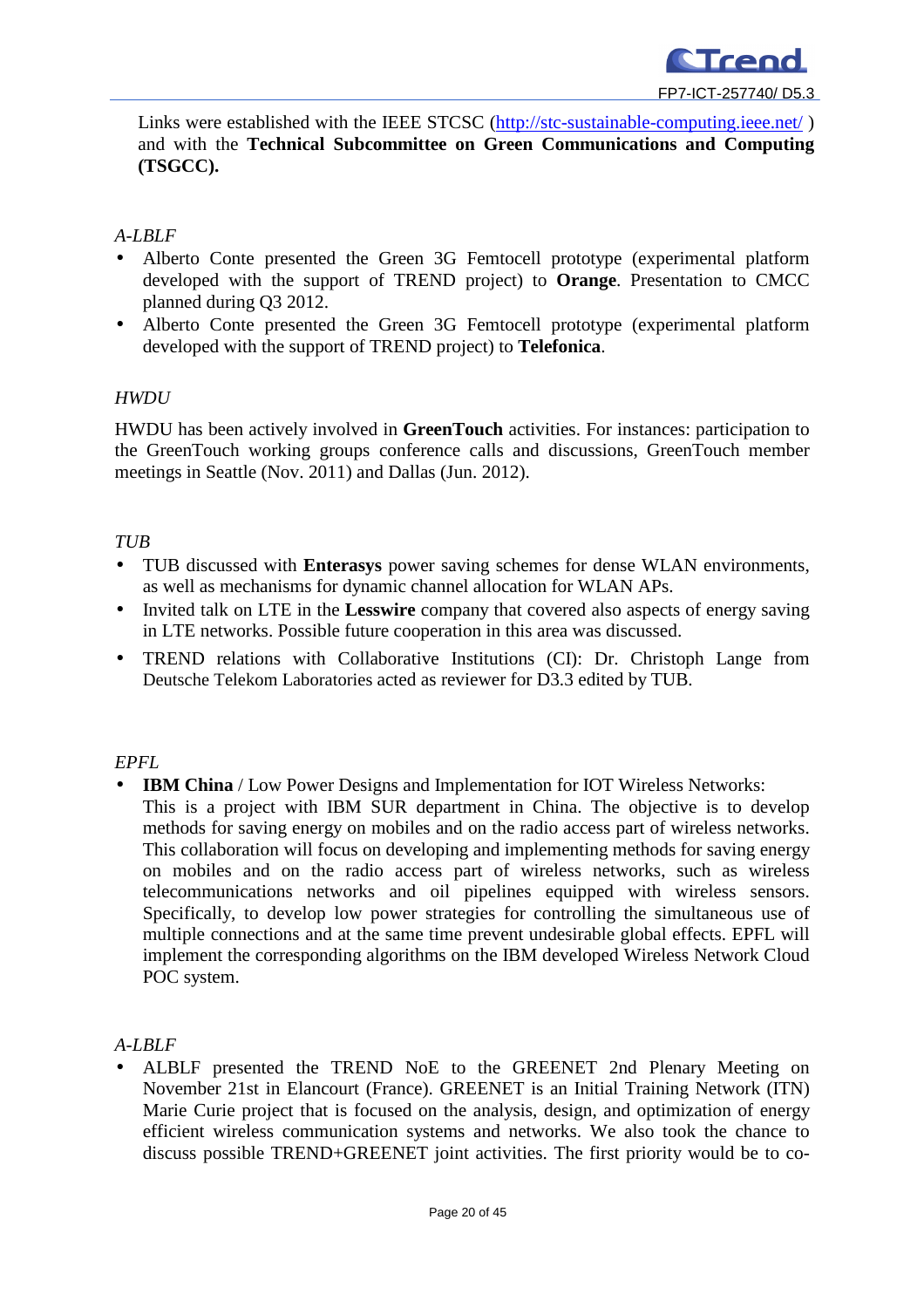Links were established with the IEEE STCSC (http://stc-sustainable-computing.ieee.net/ ) and with the **Technical Subcommittee on Green Communications and Computing (TSGCC).**

*A-LBLF*

- Alberto Conte presented the Green 3G Femtocell prototype (experimental platform developed with the support of TREND project) to **Orange**. Presentation to CMCC planned during Q3 2012.
- Alberto Conte presented the Green 3G Femtocell prototype (experimental platform developed with the support of TREND project) to **Telefonica**.

*HWDU*

HWDU has been actively involved in **GreenTouch** activities. For instances: participation to the GreenTouch working groups conference calls and discussions, GreenTouch member meetings in Seattle (Nov. 2011) and Dallas (Jun. 2012).

*TUB*

- TUB discussed with **Enterasys** power saving schemes for dense WLAN environments, as well as mechanisms for dynamic channel allocation for WLAN APs.
- Invited talk on LTE in the **Lesswire** company that covered also aspects of energy saving in LTE networks. Possible future cooperation in this area was discussed.
- TREND relations with Collaborative Institutions (CI): Dr. Christoph Lange from Deutsche Telekom Laboratories acted as reviewer for D3.3 edited by TUB.

*EPFL*

- **IBM China** / Low Power Designs and Implementation for IOT Wireless Networks: This is a project with IBM SUR department in China. The objective is to develop methods for saving energy on mobiles and on the radio access part of wireless networks. This collaboration will focus on developing and implementing methods for saving energy on mobiles and on the radio access part of wireless networks, such as wireless telecommunications networks and oil pipelines equipped with wireless sensors. Specifically, to develop low power strategies for controlling the simultaneous use of multiple connections and at the same time prevent undesirable global effects. EPFL will implement the corresponding algorithms on the IBM developed Wireless Network Cloud POC system.

*A-LBLF*

- ALBLF presented the TREND NoE to the GREENET 2nd Plenary Meeting on November 21st in Elancourt (France). GREENET is an Initial Training Network (ITN) Marie Curie project that is focused on the analysis, design, and optimization of energy efficient wireless communication systems and networks. We also took the chance to discuss possible TREND+GREENET joint activities. The first priority would be to co-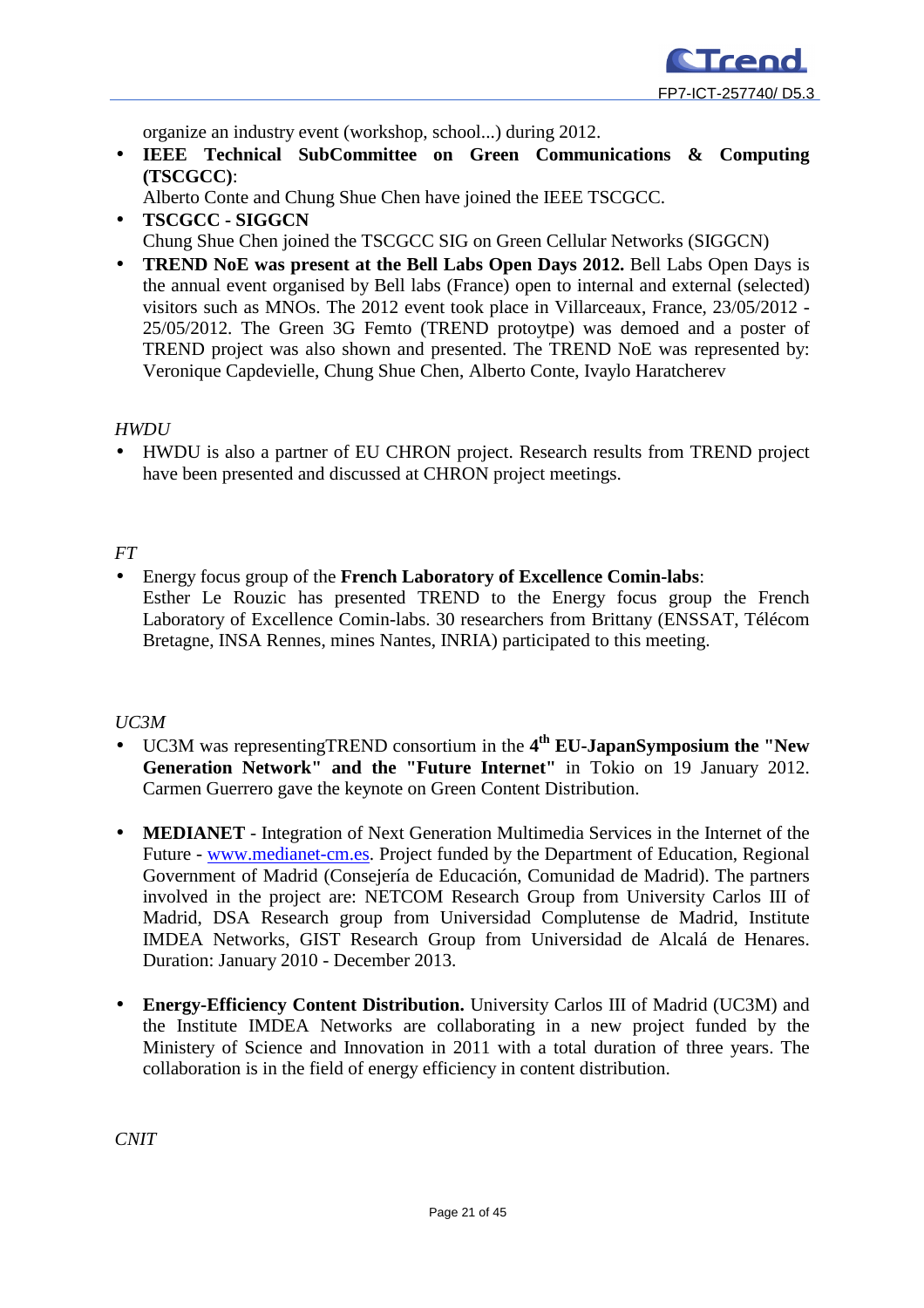organize an industry event (workshop, school...) during 2012.

- **IEEE Technical SubCommittee on Green Communications & Computing (TSCGCC)**:
  Alberto Conte and Chung Shue Chen have joined the IEEE TSCGCC.
- **TSCGCC - SIGGCN**
  Chung Shue Chen joined the TSCGCC SIG on Green Cellular Networks (SIGGCN)
- **TREND NoE was present at the Bell Labs Open Days 2012.** Bell Labs Open Days is the annual event organised by Bell labs (France) open to internal and external (selected) visitors such as MNOs. The 2012 event took place in Villarceaux, France, 23/05/2012 - 25/05/2012. The Green 3G Femto (TREND protoytpe) was demoed and a poster of TREND project was also shown and presented. The TREND NoE was represented by: Veronique Capdevielle, Chung Shue Chen, Alberto Conte, Ivaylo Haratcherev

*HWDU*

- HWDU is also a partner of EU CHRON project. Research results from TREND project have been presented and discussed at CHRON project meetings.

*FT*

- Energy focus group of the **French Laboratory of Excellence Comin-labs**:
  Esther Le Rouzic has presented TREND to the Energy focus group the French Laboratory of Excellence Comin-labs. 30 researchers from Brittany (ENSSAT, Télécom Bretagne, INSA Rennes, mines Nantes, INRIA) participated to this meeting.

*UC3M*

- UC3M was representingTREND consortium in the **4th EU-JapanSymposium the "New Generation Network" and the "Future Internet"** in Tokio on 19 January 2012. Carmen Guerrero gave the keynote on Green Content Distribution.

- **MEDIANET** - Integration of Next Generation Multimedia Services in the Internet of the Future - www.medianet-cm.es. Project funded by the Department of Education, Regional Government of Madrid (Consejería de Educación, Comunidad de Madrid). The partners involved in the project are: NETCOM Research Group from University Carlos III of Madrid, DSA Research group from Universidad Complutense de Madrid, Institute IMDEA Networks, GIST Research Group from Universidad de Alcalá de Henares. Duration: January 2010 - December 2013.

- **Energy-Efficiency Content Distribution.** University Carlos III of Madrid (UC3M) and the Institute IMDEA Networks are collaborating in a new project funded by the Ministery of Science and Innovation in 2011 with a total duration of three years. The collaboration is in the field of energy efficiency in content distribution.

*CNIT*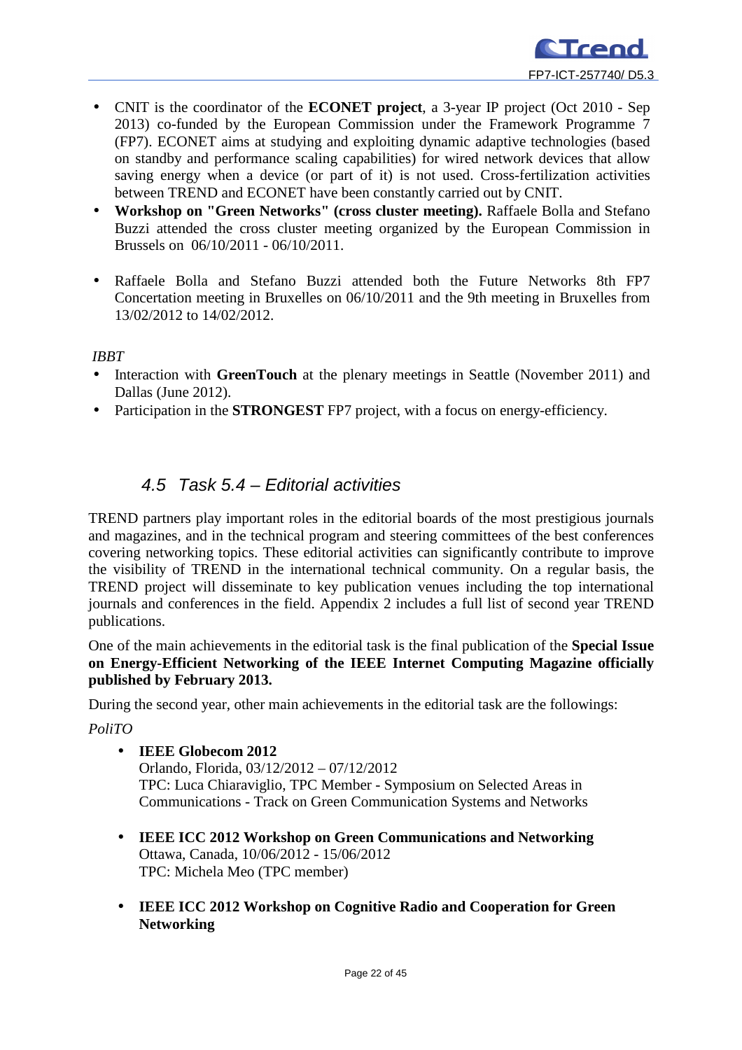- CNIT is the coordinator of the **ECONET project**, a 3-year IP project (Oct 2010 - Sep 2013) co-funded by the European Commission under the Framework Programme 7 (FP7). ECONET aims at studying and exploiting dynamic adaptive technologies (based on standby and performance scaling capabilities) for wired network devices that allow saving energy when a device (or part of it) is not used. Cross-fertilization activities between TREND and ECONET have been constantly carried out by CNIT.
- **Workshop on "Green Networks" (cross cluster meeting).** Raffaele Bolla and Stefano Buzzi attended the cross cluster meeting organized by the European Commission in Brussels on 06/10/2011 - 06/10/2011.

- Raffaele Bolla and Stefano Buzzi attended both the Future Networks 8th FP7 Concertation meeting in Bruxelles on 06/10/2011 and the 9th meeting in Bruxelles from 13/02/2012 to 14/02/2012.

*IBBT*

- Interaction with **GreenTouch** at the plenary meetings in Seattle (November 2011) and Dallas (June 2012).
- Participation in the **STRONGEST** FP7 project, with a focus on energy-efficiency.

## 4.5 Task 5.4 – Editorial activities

TREND partners play important roles in the editorial boards of the most prestigious journals and magazines, and in the technical program and steering committees of the best conferences covering networking topics. These editorial activities can significantly contribute to improve the visibility of TREND in the international technical community. On a regular basis, the TREND project will disseminate to key publication venues including the top international journals and conferences in the field. Appendix 2 includes a full list of second year TREND publications.

One of the main achievements in the editorial task is the final publication of the **Special Issue on Energy-Efficient Networking of the IEEE Internet Computing Magazine officially published by February 2013.**

During the second year, other main achievements in the editorial task are the followings:

*PoliTO*

- **IEEE Globecom 2012**
  Orlando, Florida, 03/12/2012 – 07/12/2012
  TPC: Luca Chiaraviglio, TPC Member - Symposium on Selected Areas in Communications - Track on Green Communication Systems and Networks

- **IEEE ICC 2012 Workshop on Green Communications and Networking**
  Ottawa, Canada, 10/06/2012 - 15/06/2012
  TPC: Michela Meo (TPC member)

- **IEEE ICC 2012 Workshop on Cognitive Radio and Cooperation for Green Networking**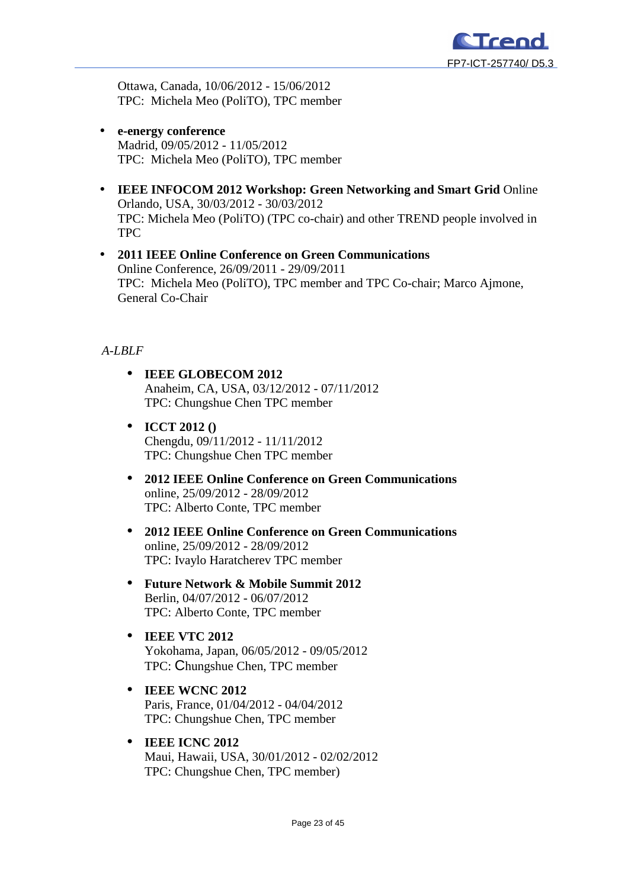Ottawa, Canada, 10/06/2012 - 15/06/2012  
TPC:  Michela Meo (PoliTO), TPC member

- **e-energy conference**  
  Madrid, 09/05/2012 - 11/05/2012  
  TPC:  Michela Meo (PoliTO), TPC member

- **IEEE INFOCOM 2012 Workshop: Green Networking and Smart Grid** Online  
  Orlando, USA, 30/03/2012 - 30/03/2012  
  TPC: Michela Meo (PoliTO) (TPC co-chair) and other TREND people involved in TPC

- **2011 IEEE Online Conference on Green Communications**  
  Online Conference, 26/09/2011 - 29/09/2011  
  TPC:  Michela Meo (PoliTO), TPC member and TPC Co-chair; Marco Ajmone, General Co-Chair

*A-LBLF*

- **IEEE GLOBECOM 2012**  
  Anaheim, CA, USA, 03/12/2012 - 07/11/2012  
  TPC: Chungshue Chen TPC member

- **ICCT 2012 ()**  
  Chengdu, 09/11/2012 - 11/11/2012  
  TPC: Chungshue Chen TPC member

- **2012 IEEE Online Conference on Green Communications**  
  online, 25/09/2012 - 28/09/2012  
  TPC: Alberto Conte, TPC member

- **2012 IEEE Online Conference on Green Communications**  
  online, 25/09/2012 - 28/09/2012  
  TPC: Ivaylo Haratcherev TPC member

- **Future Network & Mobile Summit 2012**  
  Berlin, 04/07/2012 - 06/07/2012  
  TPC: Alberto Conte, TPC member

- **IEEE VTC 2012**  
  Yokohama, Japan, 06/05/2012 - 09/05/2012  
  TPC: Chungshue Chen, TPC member

- **IEEE WCNC 2012**  
  Paris, France, 01/04/2012 - 04/04/2012  
  TPC: Chungshue Chen, TPC member

- **IEEE ICNC 2012**  
  Maui, Hawaii, USA, 30/01/2012 - 02/02/2012  
  TPC: Chungshue Chen, TPC member)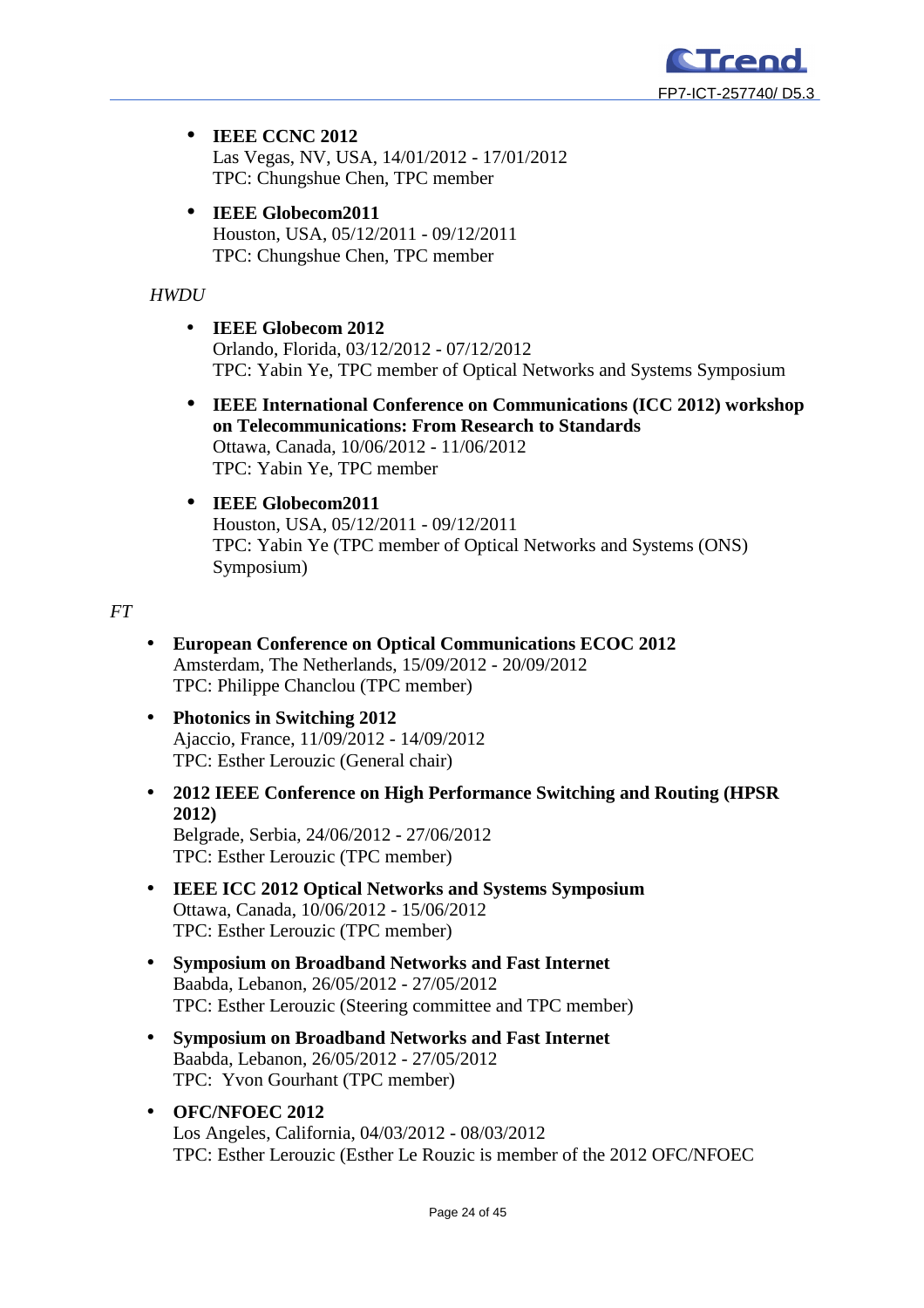- **IEEE CCNC 2012**
  Las Vegas, NV, USA, 14/01/2012 - 17/01/2012
  TPC: Chungshue Chen, TPC member

- **IEEE Globecom2011**
  Houston, USA, 05/12/2011 - 09/12/2011
  TPC: Chungshue Chen, TPC member

*HWDU*

- **IEEE Globecom 2012**
  Orlando, Florida, 03/12/2012 - 07/12/2012
  TPC: Yabin Ye, TPC member of Optical Networks and Systems Symposium

- **IEEE International Conference on Communications (ICC 2012) workshop on Telecommunications: From Research to Standards**
  Ottawa, Canada, 10/06/2012 - 11/06/2012
  TPC: Yabin Ye, TPC member

- **IEEE Globecom2011**
  Houston, USA, 05/12/2011 - 09/12/2011
  TPC: Yabin Ye (TPC member of Optical Networks and Systems (ONS) Symposium)

*FT*

- **European Conference on Optical Communications ECOC 2012**
  Amsterdam, The Netherlands, 15/09/2012 - 20/09/2012
  TPC: Philippe Chanclou (TPC member)

- **Photonics in Switching 2012**
  Ajaccio, France, 11/09/2012 - 14/09/2012
  TPC: Esther Lerouzic (General chair)

- **2012 IEEE Conference on High Performance Switching and Routing (HPSR 2012)**
  Belgrade, Serbia, 24/06/2012 - 27/06/2012
  TPC: Esther Lerouzic (TPC member)

- **IEEE ICC 2012 Optical Networks and Systems Symposium**
  Ottawa, Canada, 10/06/2012 - 15/06/2012
  TPC: Esther Lerouzic (TPC member)

- **Symposium on Broadband Networks and Fast Internet**
  Baabda, Lebanon, 26/05/2012 - 27/05/2012
  TPC: Esther Lerouzic (Steering committee and TPC member)

- **Symposium on Broadband Networks and Fast Internet**
  Baabda, Lebanon, 26/05/2012 - 27/05/2012
  TPC: Yvon Gourhant (TPC member)

- **OFC/NFOEC 2012**
  Los Angeles, California, 04/03/2012 - 08/03/2012
  TPC: Esther Lerouzic (Esther Le Rouzic is member of the 2012 OFC/NFOEC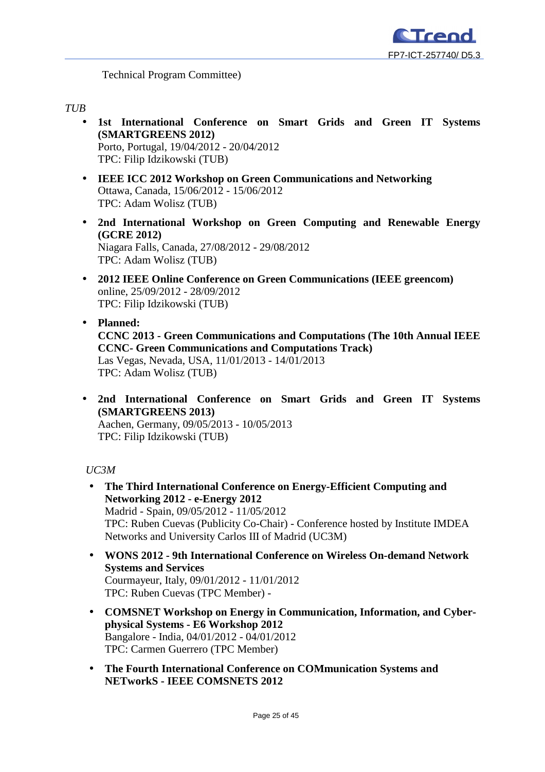Technical Program Committee)

*TUB*

- **1st International Conference on Smart Grids and Green IT Systems (SMARTGREENS 2012)**
  Porto, Portugal, 19/04/2012 - 20/04/2012
  TPC: Filip Idzikowski (TUB)

- **IEEE ICC 2012 Workshop on Green Communications and Networking**
  Ottawa, Canada, 15/06/2012 - 15/06/2012
  TPC: Adam Wolisz (TUB)

- **2nd International Workshop on Green Computing and Renewable Energy (GCRE 2012)**
  Niagara Falls, Canada, 27/08/2012 - 29/08/2012
  TPC: Adam Wolisz (TUB)

- **2012 IEEE Online Conference on Green Communications (IEEE greencom)**
  online, 25/09/2012 - 28/09/2012
  TPC: Filip Idzikowski (TUB)

- **Planned:**
  **CCNC 2013 - Green Communications and Computations (The 10th Annual IEEE CCNC- Green Communications and Computations Track)**
  Las Vegas, Nevada, USA, 11/01/2013 - 14/01/2013
  TPC: Adam Wolisz (TUB)

- **2nd International Conference on Smart Grids and Green IT Systems (SMARTGREENS 2013)**
  Aachen, Germany, 09/05/2013 - 10/05/2013
  TPC: Filip Idzikowski (TUB)

*UC3M*

- **The Third International Conference on Energy-Efficient Computing and Networking 2012 - e-Energy 2012**
  Madrid - Spain, 09/05/2012 - 11/05/2012
  TPC: Ruben Cuevas (Publicity Co-Chair) - Conference hosted by Institute IMDEA Networks and University Carlos III of Madrid (UC3M)

- **WONS 2012 - 9th International Conference on Wireless On-demand Network Systems and Services**
  Courmayeur, Italy, 09/01/2012 - 11/01/2012
  TPC: Ruben Cuevas (TPC Member) -

- **COMSNET Workshop on Energy in Communication, Information, and Cyber-physical Systems - E6 Workshop 2012**
  Bangalore - India, 04/01/2012 - 04/01/2012
  TPC: Carmen Guerrero (TPC Member)

- **The Fourth International Conference on COMmunication Systems and NETworkS - IEEE COMSNETS 2012**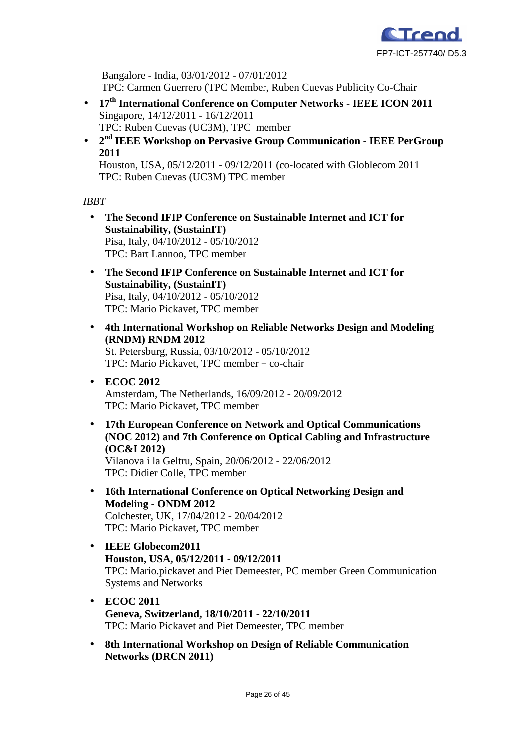Bangalore - India, 03/01/2012 - 07/01/2012
TPC: Carmen Guerrero (TPC Member, Ruben Cuevas Publicity Co-Chair

- **17th International Conference on Computer Networks - IEEE ICON 2011**
  Singapore, 14/12/2011 - 16/12/2011
  TPC: Ruben Cuevas (UC3M), TPC member
- **2nd IEEE Workshop on Pervasive Group Communication - IEEE PerGroup 2011**
  Houston, USA, 05/12/2011 - 09/12/2011 (co-located with Globlecom 2011
  TPC: Ruben Cuevas (UC3M) TPC member

*IBBT*

- **The Second IFIP Conference on Sustainable Internet and ICT for Sustainability, (SustainIT)**
  Pisa, Italy, 04/10/2012 - 05/10/2012
  TPC: Bart Lannoo, TPC member
- **The Second IFIP Conference on Sustainable Internet and ICT for Sustainability, (SustainIT)**
  Pisa, Italy, 04/10/2012 - 05/10/2012
  TPC: Mario Pickavet, TPC member
- **4th International Workshop on Reliable Networks Design and Modeling (RNDM) RNDM 2012**
  St. Petersburg, Russia, 03/10/2012 - 05/10/2012
  TPC: Mario Pickavet, TPC member + co-chair
- **ECOC 2012**
  Amsterdam, The Netherlands, 16/09/2012 - 20/09/2012
  TPC: Mario Pickavet, TPC member
- **17th European Conference on Network and Optical Communications (NOC 2012) and 7th Conference on Optical Cabling and Infrastructure (OC&I 2012)**
  Vilanova i la Geltru, Spain, 20/06/2012 - 22/06/2012
  TPC: Didier Colle, TPC member
- **16th International Conference on Optical Networking Design and Modeling - ONDM 2012**
  Colchester, UK, 17/04/2012 - 20/04/2012
  TPC: Mario Pickavet, TPC member
- **IEEE Globecom2011**
  **Houston, USA, 05/12/2011 - 09/12/2011**
  TPC: Mario.pickavet and Piet Demeester, PC member Green Communication Systems and Networks
- **ECOC 2011**
  **Geneva, Switzerland, 18/10/2011 - 22/10/2011**
  TPC: Mario Pickavet and Piet Demeester, TPC member
- **8th International Workshop on Design of Reliable Communication Networks (DRCN 2011)**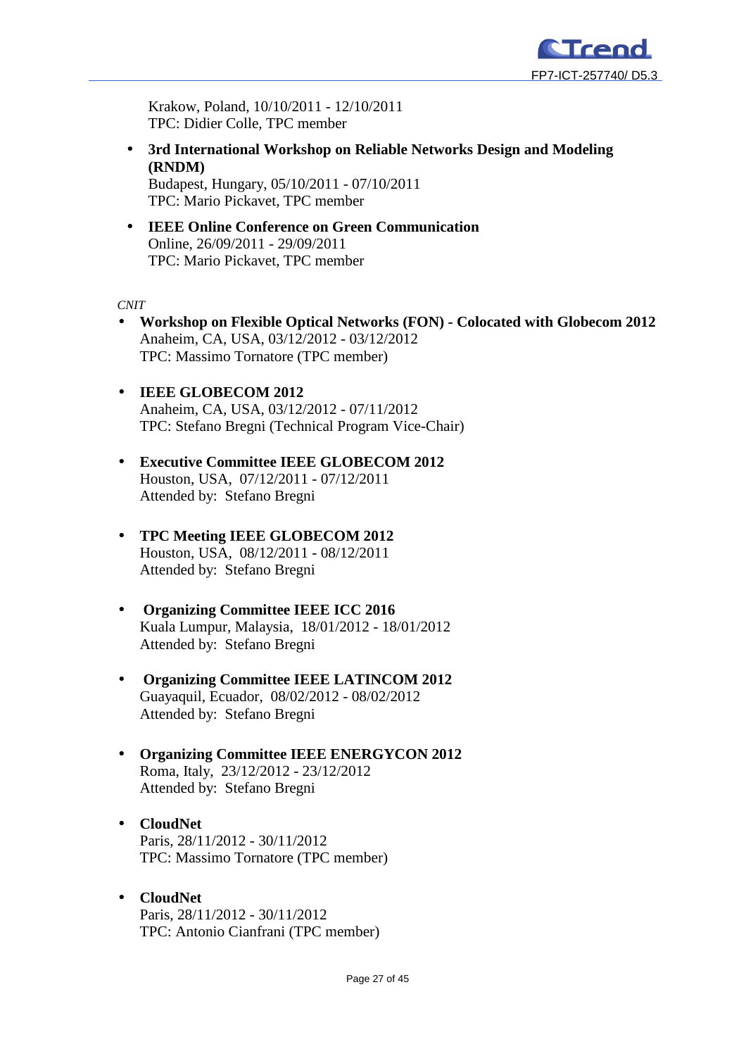Krakow, Poland, 10/10/2011 - 12/10/2011
TPC: Didier Colle, TPC member

- **3rd International Workshop on Reliable Networks Design and Modeling (RNDM)**
  Budapest, Hungary, 05/10/2011 - 07/10/2011
  TPC: Mario Pickavet, TPC member

- **IEEE Online Conference on Green Communication**
  Online, 26/09/2011 - 29/09/2011
  TPC: Mario Pickavet, TPC member

*CNIT*

- **Workshop on Flexible Optical Networks (FON) - Colocated with Globecom 2012**
  Anaheim, CA, USA, 03/12/2012 - 03/12/2012
  TPC: Massimo Tornatore (TPC member)

- **IEEE GLOBECOM 2012**
  Anaheim, CA, USA, 03/12/2012 - 07/11/2012
  TPC: Stefano Bregni (Technical Program Vice-Chair)

- **Executive Committee IEEE GLOBECOM 2012**
  Houston, USA, 07/12/2011 - 07/12/2011
  Attended by: Stefano Bregni

- **TPC Meeting IEEE GLOBECOM 2012**
  Houston, USA, 08/12/2011 - 08/12/2011
  Attended by: Stefano Bregni

- **Organizing Committee IEEE ICC 2016**
  Kuala Lumpur, Malaysia, 18/01/2012 - 18/01/2012
  Attended by: Stefano Bregni

- **Organizing Committee IEEE LATINCOM 2012**
  Guayaquil, Ecuador, 08/02/2012 - 08/02/2012
  Attended by: Stefano Bregni

- **Organizing Committee IEEE ENERGYCON 2012**
  Roma, Italy, 23/12/2012 - 23/12/2012
  Attended by: Stefano Bregni

- **CloudNet**
  Paris, 28/11/2012 - 30/11/2012
  TPC: Massimo Tornatore (TPC member)

- **CloudNet**
  Paris, 28/11/2012 - 30/11/2012
  TPC: Antonio Cianfrani (TPC member)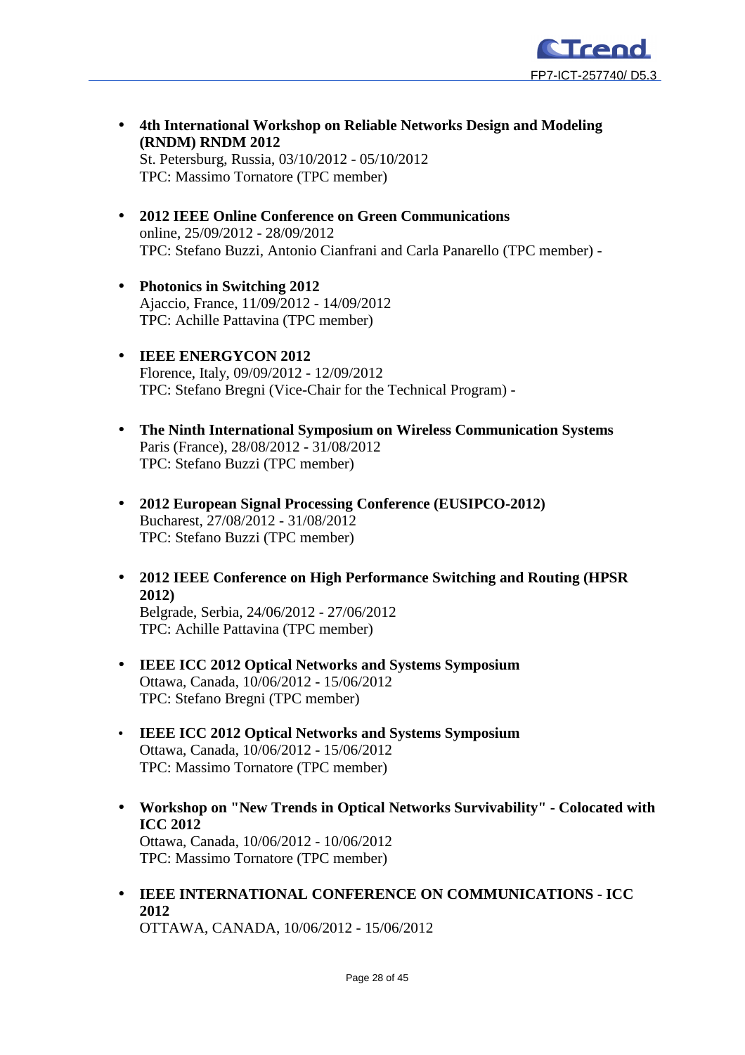- **4th International Workshop on Reliable Networks Design and Modeling (RNDM) RNDM 2012**
  St. Petersburg, Russia, 03/10/2012 - 05/10/2012
  TPC: Massimo Tornatore (TPC member)

- **2012 IEEE Online Conference on Green Communications**
  online, 25/09/2012 - 28/09/2012
  TPC: Stefano Buzzi, Antonio Cianfrani and Carla Panarello (TPC member) -

- **Photonics in Switching 2012**
  Ajaccio, France, 11/09/2012 - 14/09/2012
  TPC: Achille Pattavina (TPC member)

- **IEEE ENERGYCON 2012**
  Florence, Italy, 09/09/2012 - 12/09/2012
  TPC: Stefano Bregni (Vice-Chair for the Technical Program) -

- **The Ninth International Symposium on Wireless Communication Systems**
  Paris (France), 28/08/2012 - 31/08/2012
  TPC: Stefano Buzzi (TPC member)

- **2012 European Signal Processing Conference (EUSIPCO-2012)**
  Bucharest, 27/08/2012 - 31/08/2012
  TPC: Stefano Buzzi (TPC member)

- **2012 IEEE Conference on High Performance Switching and Routing (HPSR 2012)**
  Belgrade, Serbia, 24/06/2012 - 27/06/2012
  TPC: Achille Pattavina (TPC member)

- **IEEE ICC 2012 Optical Networks and Systems Symposium**
  Ottawa, Canada, 10/06/2012 - 15/06/2012
  TPC: Stefano Bregni (TPC member)

- **IEEE ICC 2012 Optical Networks and Systems Symposium**
  Ottawa, Canada, 10/06/2012 - 15/06/2012
  TPC: Massimo Tornatore (TPC member)

- **Workshop on "New Trends in Optical Networks Survivability" - Colocated with ICC 2012**
  Ottawa, Canada, 10/06/2012 - 10/06/2012
  TPC: Massimo Tornatore (TPC member)

- **IEEE INTERNATIONAL CONFERENCE ON COMMUNICATIONS - ICC 2012**
  OTTAWA, CANADA, 10/06/2012 - 15/06/2012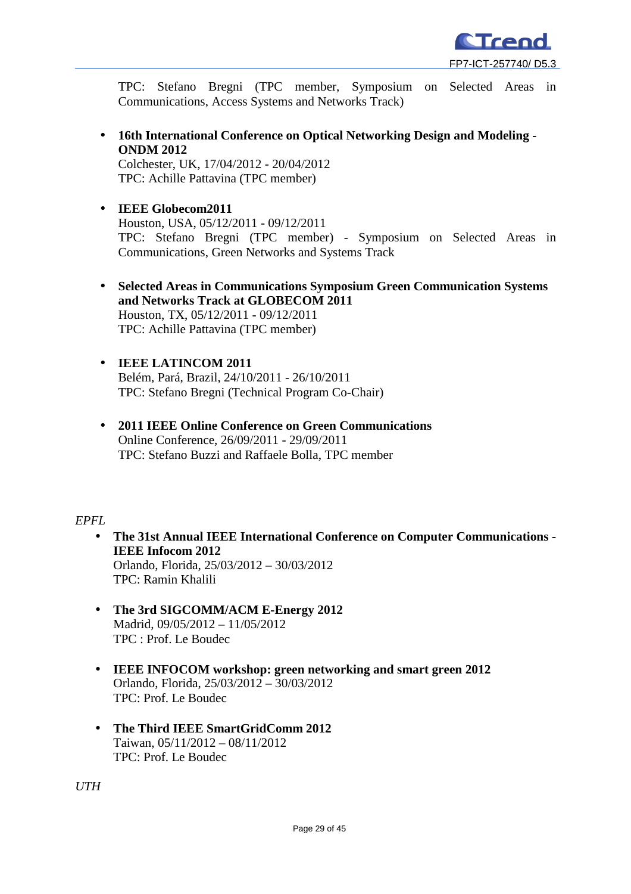TPC: Stefano Bregni (TPC member, Symposium on Selected Areas in Communications, Access Systems and Networks Track)

- **16th International Conference on Optical Networking Design and Modeling - ONDM 2012**
  Colchester, UK, 17/04/2012 - 20/04/2012
  TPC: Achille Pattavina (TPC member)

- **IEEE Globecom2011**
  Houston, USA, 05/12/2011 - 09/12/2011
  TPC: Stefano Bregni (TPC member) - Symposium on Selected Areas in Communications, Green Networks and Systems Track

- **Selected Areas in Communications Symposium Green Communication Systems and Networks Track at GLOBECOM 2011**
  Houston, TX, 05/12/2011 - 09/12/2011
  TPC: Achille Pattavina (TPC member)

- **IEEE LATINCOM 2011**
  Belém, Pará, Brazil, 24/10/2011 - 26/10/2011
  TPC: Stefano Bregni (Technical Program Co-Chair)

- **2011 IEEE Online Conference on Green Communications**
  Online Conference, 26/09/2011 - 29/09/2011
  TPC: Stefano Buzzi and Raffaele Bolla, TPC member

*EPFL*

- **The 31st Annual IEEE International Conference on Computer Communications - IEEE Infocom 2012**
  Orlando, Florida, 25/03/2012 – 30/03/2012
  TPC: Ramin Khalili

- **The 3rd SIGCOMM/ACM E-Energy 2012**
  Madrid, 09/05/2012 – 11/05/2012
  TPC : Prof. Le Boudec

- **IEEE INFOCOM workshop: green networking and smart green 2012**
  Orlando, Florida, 25/03/2012 – 30/03/2012
  TPC: Prof. Le Boudec

- **The Third IEEE SmartGridComm 2012**
  Taiwan, 05/11/2012 – 08/11/2012
  TPC: Prof. Le Boudec

*UTH*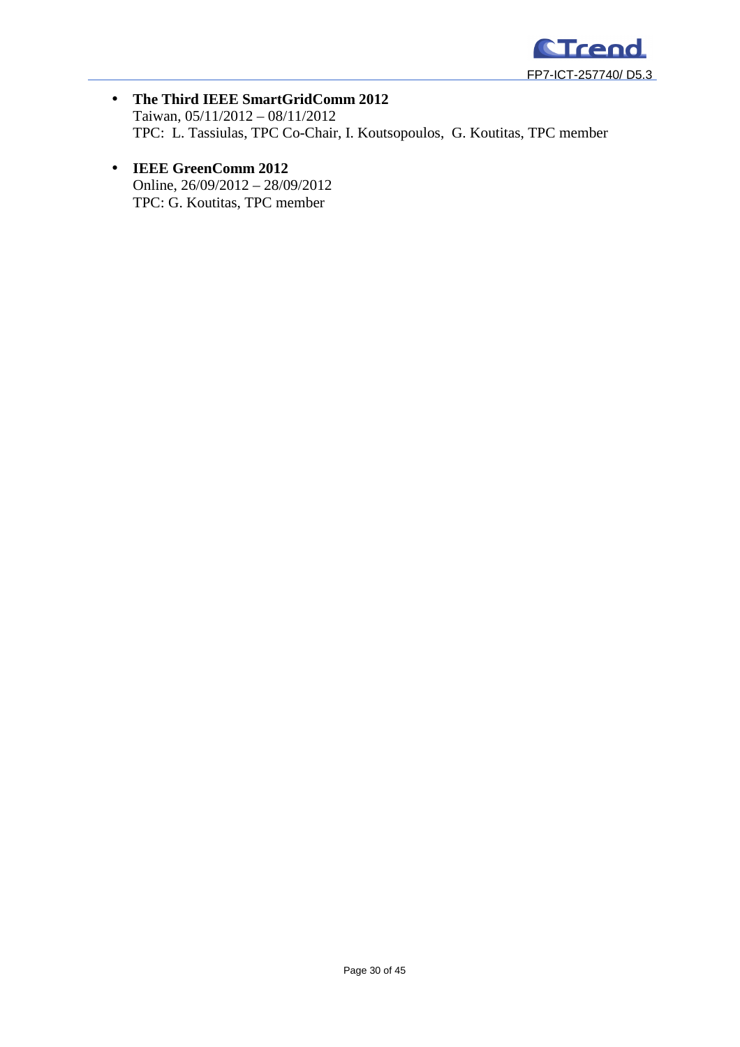- **The Third IEEE SmartGridComm 2012**
  Taiwan, 05/11/2012 – 08/11/2012
  TPC: L. Tassiulas, TPC Co-Chair, I. Koutsopoulos, G. Koutitas, TPC member

- **IEEE GreenComm 2012**
  Online, 26/09/2012 – 28/09/2012
  TPC: G. Koutitas, TPC member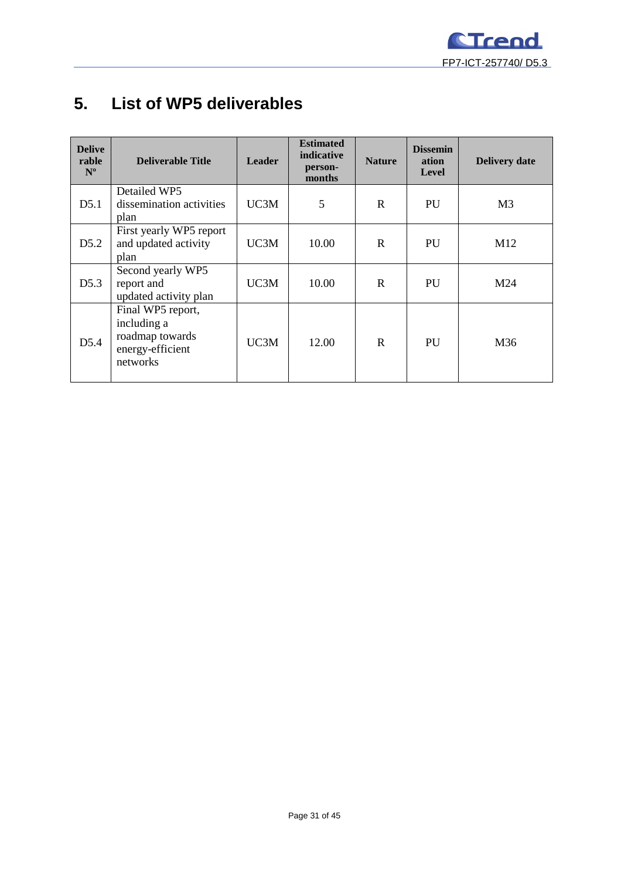# 5. List of WP5 deliverables

| Deliverable Nº | Deliverable Title | Leader | Estimated indicative person-months | Nature | Dissemination Level | Delivery date |
|---|---|---|---|---|---|---|
| D5.1 | Detailed WP5 dissemination activities plan | UC3M | 5 | R | PU | M3 |
| D5.2 | First yearly WP5 report and updated activity plan | UC3M | 10.00 | R | PU | M12 |
| D5.3 | Second yearly WP5 report and updated activity plan | UC3M | 10.00 | R | PU | M24 |
| D5.4 | Final WP5 report, including a roadmap towards energy-efficient networks | UC3M | 12.00 | R | PU | M36 |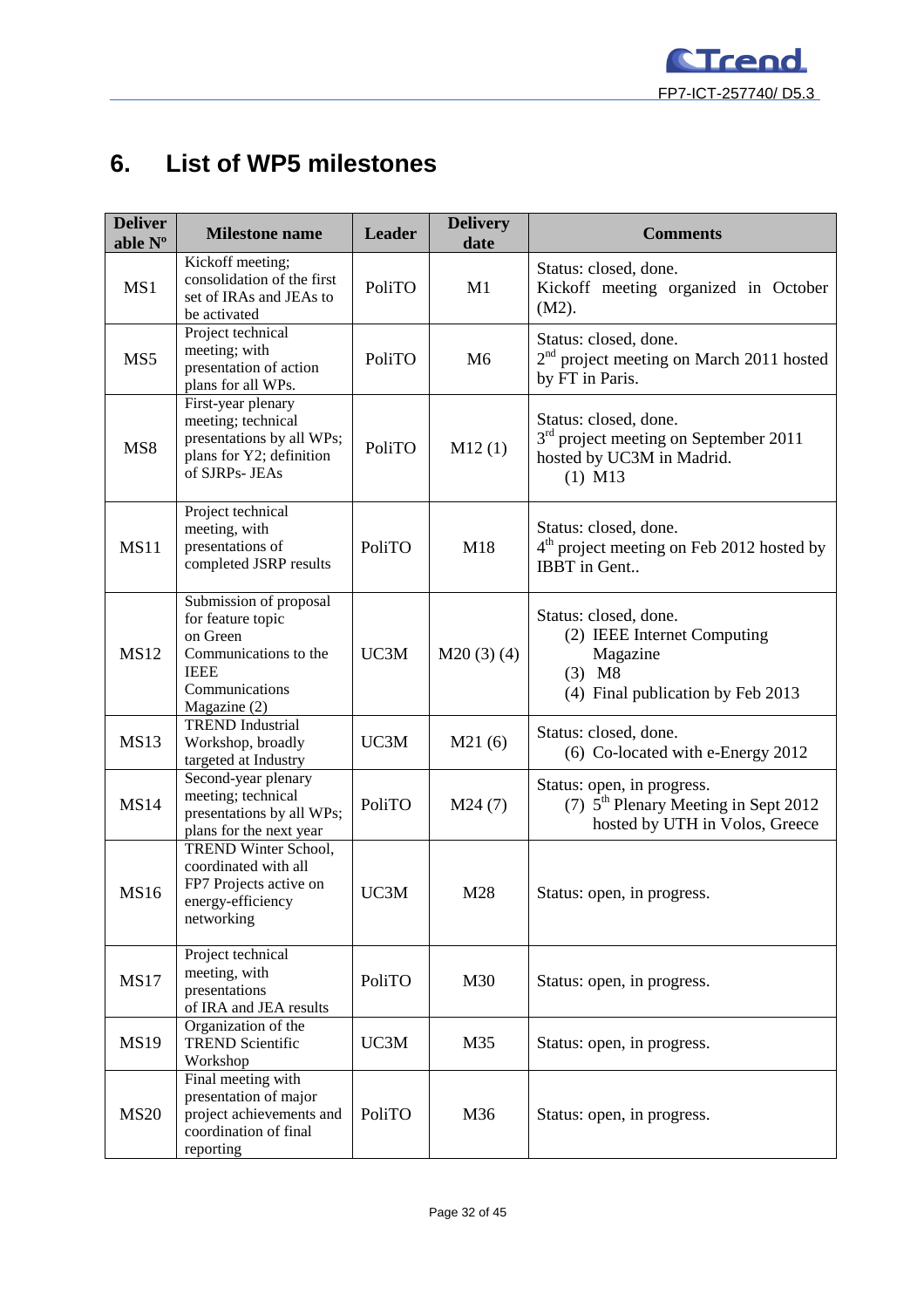# 6. List of WP5 milestones

| Deliverable Nº | Milestone name | Leader | Delivery date | Comments |
|---|---|---|---|---|
| MS1 | Kickoff meeting; consolidation of the first set of IRAs and JEAs to be activated | PoliTO | M1 | Status: closed, done. Kickoff meeting organized in October (M2). |
| MS5 | Project technical meeting; with presentation of action plans for all WPs. | PoliTO | M6 | Status: closed, done. 2nd project meeting on March 2011 hosted by FT in Paris. |
| MS8 | First-year plenary meeting; technical presentations by all WPs; plans for Y2; definition of SJRPs- JEAs | PoliTO | M12 (1) | Status: closed, done. 3rd project meeting on September 2011 hosted by UC3M in Madrid. (1) M13 |
| MS11 | Project technical meeting, with presentations of completed JSRP results | PoliTO | M18 | Status: closed, done. 4th project meeting on Feb 2012 hosted by IBBT in Gent.. |
| MS12 | Submission of proposal for feature topic on Green Communications to the IEEE Communications Magazine (2) | UC3M | M20 (3) (4) | Status: closed, done. (2) IEEE Internet Computing Magazine (3) M8 (4) Final publication by Feb 2013 |
| MS13 | TREND Industrial Workshop, broadly targeted at Industry | UC3M | M21 (6) | Status: closed, done. (6) Co-located with e-Energy 2012 |
| MS14 | Second-year plenary meeting; technical presentations by all WPs; plans for the next year | PoliTO | M24 (7) | Status: open, in progress. (7) 5th Plenary Meeting in Sept 2012 hosted by UTH in Volos, Greece |
| MS16 | TREND Winter School, coordinated with all FP7 Projects active on energy-efficiency networking | UC3M | M28 | Status: open, in progress. |
| MS17 | Project technical meeting, with presentations of IRA and JEA results | PoliTO | M30 | Status: open, in progress. |
| MS19 | Organization of the TREND Scientific Workshop | UC3M | M35 | Status: open, in progress. |
| MS20 | Final meeting with presentation of major project achievements and coordination of final reporting | PoliTO | M36 | Status: open, in progress. |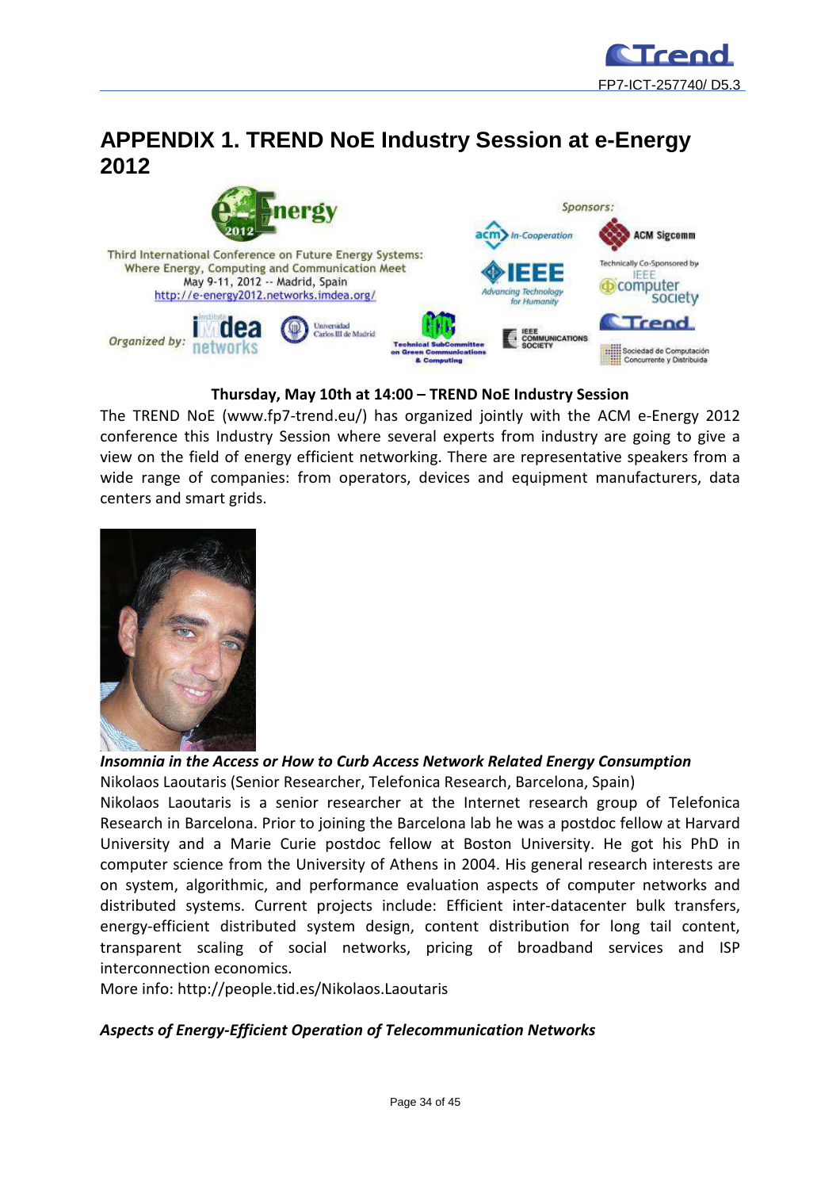# APPENDIX 1. TREND NoE Industry Session at e-Energy 2012

**Thursday, May 10th at 14:00 – TREND NoE Industry Session**

The TREND NoE (www.fp7-trend.eu/) has organized jointly with the ACM e-Energy 2012 conference this Industry Session where several experts from industry are going to give a view on the field of energy efficient networking. There are representative speakers from a wide range of companies: from operators, devices and equipment manufacturers, data centers and smart grids.

***Insomnia in the Access or How to Curb Access Network Related Energy Consumption***

Nikolaos Laoutaris (Senior Researcher, Telefonica Research, Barcelona, Spain)

Nikolaos Laoutaris is a senior researcher at the Internet research group of Telefonica Research in Barcelona. Prior to joining the Barcelona lab he was a postdoc fellow at Harvard University and a Marie Curie postdoc fellow at Boston University. He got his PhD in computer science from the University of Athens in 2004. His general research interests are on system, algorithmic, and performance evaluation aspects of computer networks and distributed systems. Current projects include: Efficient inter-datacenter bulk transfers, energy-efficient distributed system design, content distribution for long tail content, transparent scaling of social networks, pricing of broadband services and ISP interconnection economics.

More info: http://people.tid.es/Nikolaos.Laoutaris

***Aspects of Energy-Efficient Operation of Telecommunication Networks***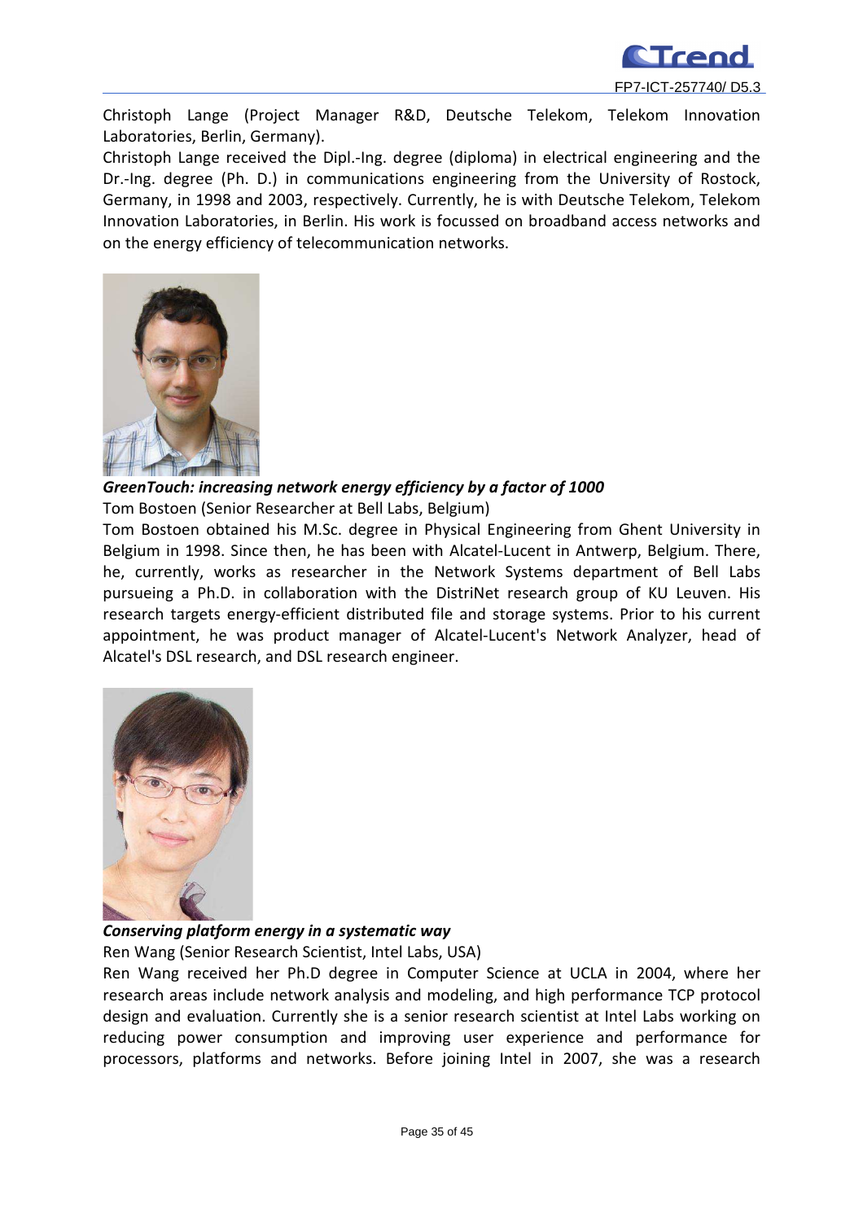Christoph Lange (Project Manager R&D, Deutsche Telekom, Telekom Innovation Laboratories, Berlin, Germany).

Christoph Lange received the Dipl.-Ing. degree (diploma) in electrical engineering and the Dr.-Ing. degree (Ph. D.) in communications engineering from the University of Rostock, Germany, in 1998 and 2003, respectively. Currently, he is with Deutsche Telekom, Telekom Innovation Laboratories, in Berlin. His work is focussed on broadband access networks and on the energy efficiency of telecommunication networks.

***GreenTouch: increasing network energy efficiency by a factor of 1000***

Tom Bostoen (Senior Researcher at Bell Labs, Belgium)

Tom Bostoen obtained his M.Sc. degree in Physical Engineering from Ghent University in Belgium in 1998. Since then, he has been with Alcatel-Lucent in Antwerp, Belgium. There, he, currently, works as researcher in the Network Systems department of Bell Labs pursueing a Ph.D. in collaboration with the DistriNet research group of KU Leuven. His research targets energy-efficient distributed file and storage systems. Prior to his current appointment, he was product manager of Alcatel-Lucent's Network Analyzer, head of Alcatel's DSL research, and DSL research engineer.

***Conserving platform energy in a systematic way***

Ren Wang (Senior Research Scientist, Intel Labs, USA)

Ren Wang received her Ph.D degree in Computer Science at UCLA in 2004, where her research areas include network analysis and modeling, and high performance TCP protocol design and evaluation. Currently she is a senior research scientist at Intel Labs working on reducing power consumption and improving user experience and performance for processors, platforms and networks. Before joining Intel in 2007, she was a research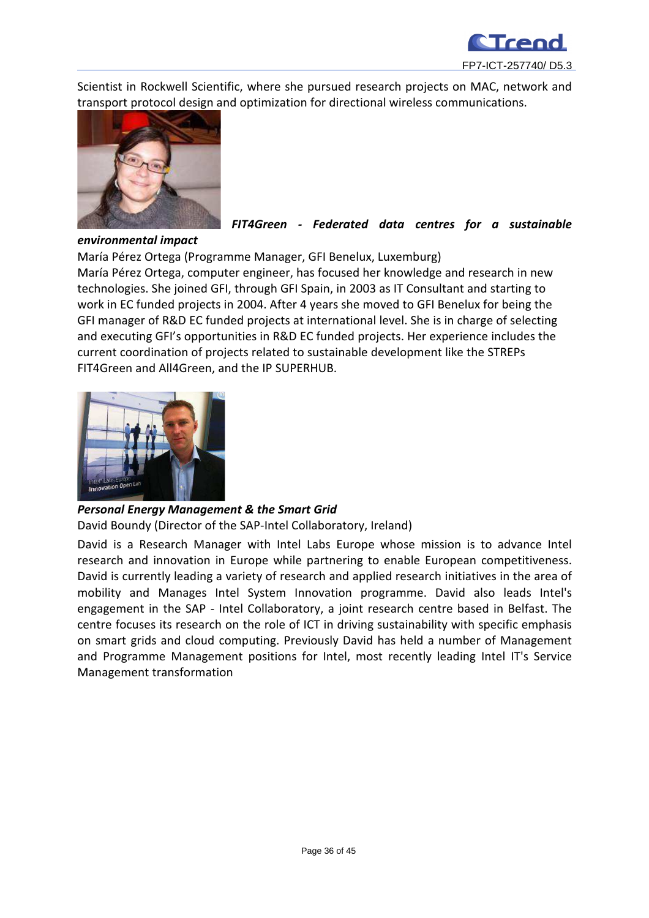Scientist in Rockwell Scientific, where she pursued research projects on MAC, network and transport protocol design and optimization for directional wireless communications.

***FIT4Green - Federated data centres for a sustainable environmental impact***

María Pérez Ortega (Programme Manager, GFI Benelux, Luxemburg)

María Pérez Ortega, computer engineer, has focused her knowledge and research in new technologies. She joined GFI, through GFI Spain, in 2003 as IT Consultant and starting to work in EC funded projects in 2004. After 4 years she moved to GFI Benelux for being the GFI manager of R&D EC funded projects at international level. She is in charge of selecting and executing GFI's opportunities in R&D EC funded projects. Her experience includes the current coordination of projects related to sustainable development like the STREPs FIT4Green and All4Green, and the IP SUPERHUB.

***Personal Energy Management & the Smart Grid***

David Boundy (Director of the SAP-Intel Collaboratory, Ireland)

David is a Research Manager with Intel Labs Europe whose mission is to advance Intel research and innovation in Europe while partnering to enable European competitiveness. David is currently leading a variety of research and applied research initiatives in the area of mobility and Manages Intel System Innovation programme. David also leads Intel's engagement in the SAP - Intel Collaboratory, a joint research centre based in Belfast. The centre focuses its research on the role of ICT in driving sustainability with specific emphasis on smart grids and cloud computing. Previously David has held a number of Management and Programme Management positions for Intel, most recently leading Intel IT's Service Management transformation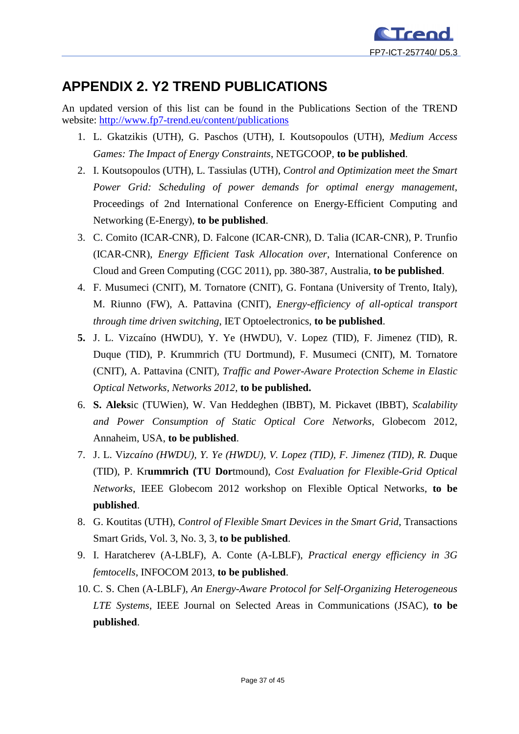# APPENDIX 2. Y2 TREND PUBLICATIONS

An updated version of this list can be found in the Publications Section of the TREND website: http://www.fp7-trend.eu/content/publications

1. L. Gkatzikis (UTH), G. Paschos (UTH), I. Koutsopoulos (UTH), *Medium Access Games: The Impact of Energy Constraints*, NETGCOOP, **to be published**.
2. I. Koutsopoulos (UTH), L. Tassiulas (UTH), *Control and Optimization meet the Smart Power Grid: Scheduling of power demands for optimal energy management*, Proceedings of 2nd International Conference on Energy-Efficient Computing and Networking (E-Energy), **to be published**.
3. C. Comito (ICAR-CNR), D. Falcone (ICAR-CNR), D. Talia (ICAR-CNR), P. Trunfio (ICAR-CNR), *Energy Efficient Task Allocation over*, International Conference on Cloud and Green Computing (CGC 2011), pp. 380-387, Australia, **to be published**.
4. F. Musumeci (CNIT), M. Tornatore (CNIT), G. Fontana (University of Trento, Italy), M. Riunno (FW), A. Pattavina (CNIT), *Energy-efficiency of all-optical transport through time driven switching*, IET Optoelectronics, **to be published**.
5. J. L. Vizcaíno (HWDU), Y. Ye (HWDU), V. Lopez (TID), F. Jimenez (TID), R. Duque (TID), P. Krummrich (TU Dortmund), F. Musumeci (CNIT), M. Tornatore (CNIT), A. Pattavina (CNIT), *Traffic and Power-Aware Protection Scheme in Elastic Optical Networks, Networks 2012*, **to be published.**
6. **S. Aleks**ic (TUWien), W. Van Heddeghen (IBBT), M. Pickavet (IBBT), *Scalability and Power Consumption of Static Optical Core Networks*, Globecom 2012, Annaheim, USA, **to be published**.
7. J. L. Viz*caíno (HWDU), Y. Ye (HWDU), V. Lopez (TID), F. Jimenez (TID), R. D*uque (TID), P. Kr**ummrich (TU Dor**tmound), *Cost Evaluation for Flexible-Grid Optical Networks*, IEEE Globecom 2012 workshop on Flexible Optical Networks, **to be published**.
8. G. Koutitas (UTH), *Control of Flexible Smart Devices in the Smart Grid*, Transactions Smart Grids, Vol. 3, No. 3, 3, **to be published**.
9. I. Haratcherev (A-LBLF), A. Conte (A-LBLF), *Practical energy efficiency in 3G femtocells*, INFOCOM 2013, **to be published**.
10. C. S. Chen (A-LBLF), *An Energy-Aware Protocol for Self-Organizing Heterogeneous LTE Systems*, IEEE Journal on Selected Areas in Communications (JSAC), **to be published**.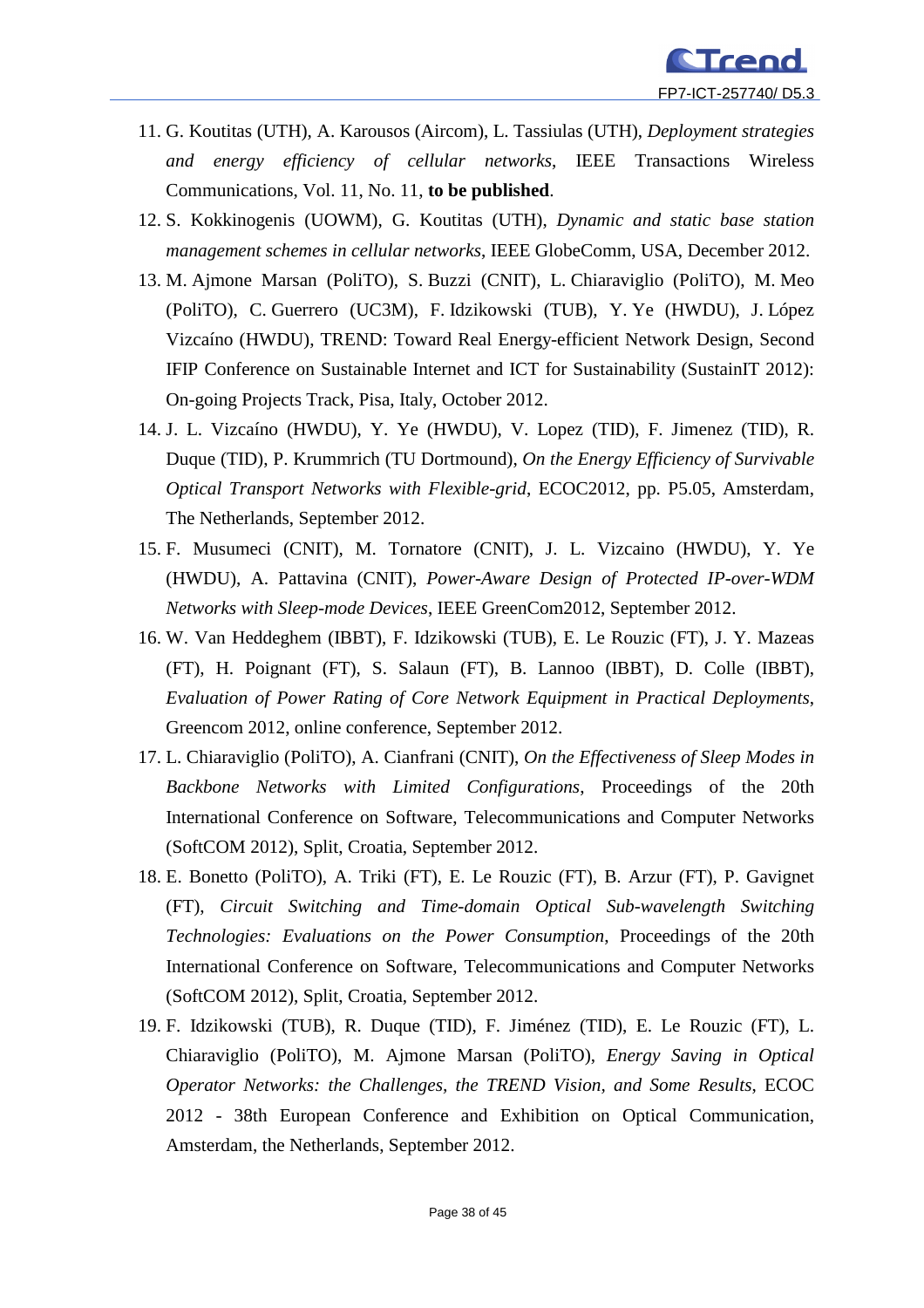11. G. Koutitas (UTH), A. Karousos (Aircom), L. Tassiulas (UTH), *Deployment strategies and energy efficiency of cellular networks*, IEEE Transactions Wireless Communications, Vol. 11, No. 11, **to be published**.
12. S. Kokkinogenis (UOWM), G. Koutitas (UTH), *Dynamic and static base station management schemes in cellular networks*, IEEE GlobeComm, USA, December 2012.
13. M. Ajmone Marsan (PoliTO), S. Buzzi (CNIT), L. Chiaraviglio (PoliTO), M. Meo (PoliTO), C. Guerrero (UC3M), F. Idzikowski (TUB), Y. Ye (HWDU), J. López Vizcaíno (HWDU), TREND: Toward Real Energy-efficient Network Design, Second IFIP Conference on Sustainable Internet and ICT for Sustainability (SustainIT 2012): On-going Projects Track, Pisa, Italy, October 2012.
14. J. L. Vizcaíno (HWDU), Y. Ye (HWDU), V. Lopez (TID), F. Jimenez (TID), R. Duque (TID), P. Krummrich (TU Dortmound), *On the Energy Efficiency of Survivable Optical Transport Networks with Flexible-grid*, ECOC2012, pp. P5.05, Amsterdam, The Netherlands, September 2012.
15. F. Musumeci (CNIT), M. Tornatore (CNIT), J. L. Vizcaino (HWDU), Y. Ye (HWDU), A. Pattavina (CNIT), *Power-Aware Design of Protected IP-over-WDM Networks with Sleep-mode Devices*, IEEE GreenCom2012, September 2012.
16. W. Van Heddeghem (IBBT), F. Idzikowski (TUB), E. Le Rouzic (FT), J. Y. Mazeas (FT), H. Poignant (FT), S. Salaun (FT), B. Lannoo (IBBT), D. Colle (IBBT), *Evaluation of Power Rating of Core Network Equipment in Practical Deployments*, Greencom 2012, online conference, September 2012.
17. L. Chiaraviglio (PoliTO), A. Cianfrani (CNIT), *On the Effectiveness of Sleep Modes in Backbone Networks with Limited Configurations*, Proceedings of the 20th International Conference on Software, Telecommunications and Computer Networks (SoftCOM 2012), Split, Croatia, September 2012.
18. E. Bonetto (PoliTO), A. Triki (FT), E. Le Rouzic (FT), B. Arzur (FT), P. Gavignet (FT), *Circuit Switching and Time-domain Optical Sub-wavelength Switching Technologies: Evaluations on the Power Consumption*, Proceedings of the 20th International Conference on Software, Telecommunications and Computer Networks (SoftCOM 2012), Split, Croatia, September 2012.
19. F. Idzikowski (TUB), R. Duque (TID), F. Jiménez (TID), E. Le Rouzic (FT), L. Chiaraviglio (PoliTO), M. Ajmone Marsan (PoliTO), *Energy Saving in Optical Operator Networks: the Challenges, the TREND Vision, and Some Results*, ECOC 2012 - 38th European Conference and Exhibition on Optical Communication, Amsterdam, the Netherlands, September 2012.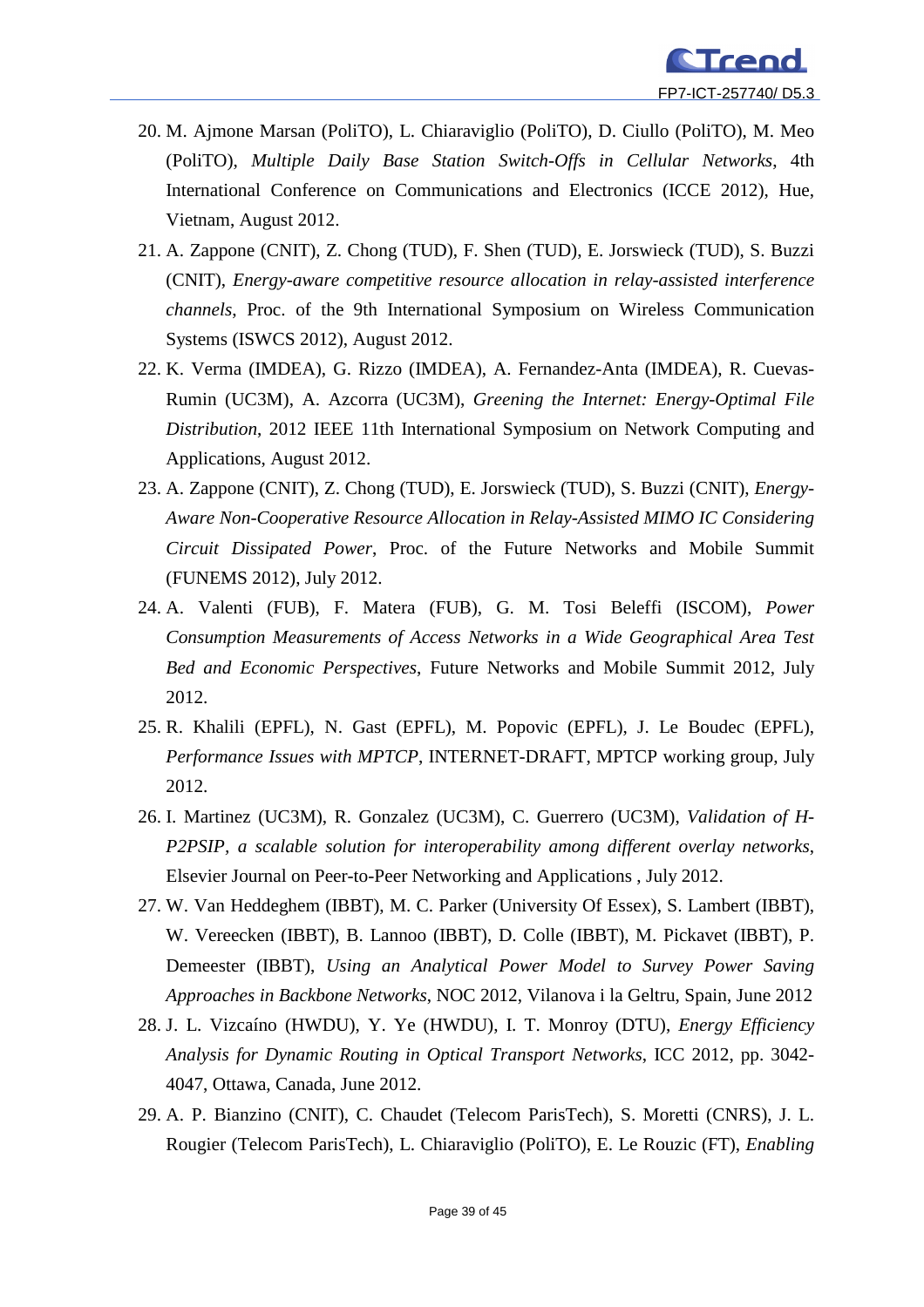20. M. Ajmone Marsan (PoliTO), L. Chiaraviglio (PoliTO), D. Ciullo (PoliTO), M. Meo (PoliTO), *Multiple Daily Base Station Switch-Offs in Cellular Networks*, 4th International Conference on Communications and Electronics (ICCE 2012), Hue, Vietnam, August 2012.
21. A. Zappone (CNIT), Z. Chong (TUD), F. Shen (TUD), E. Jorswieck (TUD), S. Buzzi (CNIT), *Energy-aware competitive resource allocation in relay-assisted interference channels*, Proc. of the 9th International Symposium on Wireless Communication Systems (ISWCS 2012), August 2012.
22. K. Verma (IMDEA), G. Rizzo (IMDEA), A. Fernandez-Anta (IMDEA), R. Cuevas-Rumin (UC3M), A. Azcorra (UC3M), *Greening the Internet: Energy-Optimal File Distribution*, 2012 IEEE 11th International Symposium on Network Computing and Applications, August 2012.
23. A. Zappone (CNIT), Z. Chong (TUD), E. Jorswieck (TUD), S. Buzzi (CNIT), *Energy-Aware Non-Cooperative Resource Allocation in Relay-Assisted MIMO IC Considering Circuit Dissipated Power*, Proc. of the Future Networks and Mobile Summit (FUNEMS 2012), July 2012.
24. A. Valenti (FUB), F. Matera (FUB), G. M. Tosi Beleffi (ISCOM), *Power Consumption Measurements of Access Networks in a Wide Geographical Area Test Bed and Economic Perspectives*, Future Networks and Mobile Summit 2012, July 2012.
25. R. Khalili (EPFL), N. Gast (EPFL), M. Popovic (EPFL), J. Le Boudec (EPFL), *Performance Issues with MPTCP*, INTERNET-DRAFT, MPTCP working group, July 2012.
26. I. Martinez (UC3M), R. Gonzalez (UC3M), C. Guerrero (UC3M), *Validation of H-P2PSIP, a scalable solution for interoperability among different overlay networks*, Elsevier Journal on Peer-to-Peer Networking and Applications , July 2012.
27. W. Van Heddeghem (IBBT), M. C. Parker (University Of Essex), S. Lambert (IBBT), W. Vereecken (IBBT), B. Lannoo (IBBT), D. Colle (IBBT), M. Pickavet (IBBT), P. Demeester (IBBT), *Using an Analytical Power Model to Survey Power Saving Approaches in Backbone Networks*, NOC 2012, Vilanova i la Geltru, Spain, June 2012
28. J. L. Vizcaíno (HWDU), Y. Ye (HWDU), I. T. Monroy (DTU), *Energy Efficiency Analysis for Dynamic Routing in Optical Transport Networks*, ICC 2012, pp. 3042-4047, Ottawa, Canada, June 2012.
29. A. P. Bianzino (CNIT), C. Chaudet (Telecom ParisTech), S. Moretti (CNRS), J. L. Rougier (Telecom ParisTech), L. Chiaraviglio (PoliTO), E. Le Rouzic (FT), *Enabling*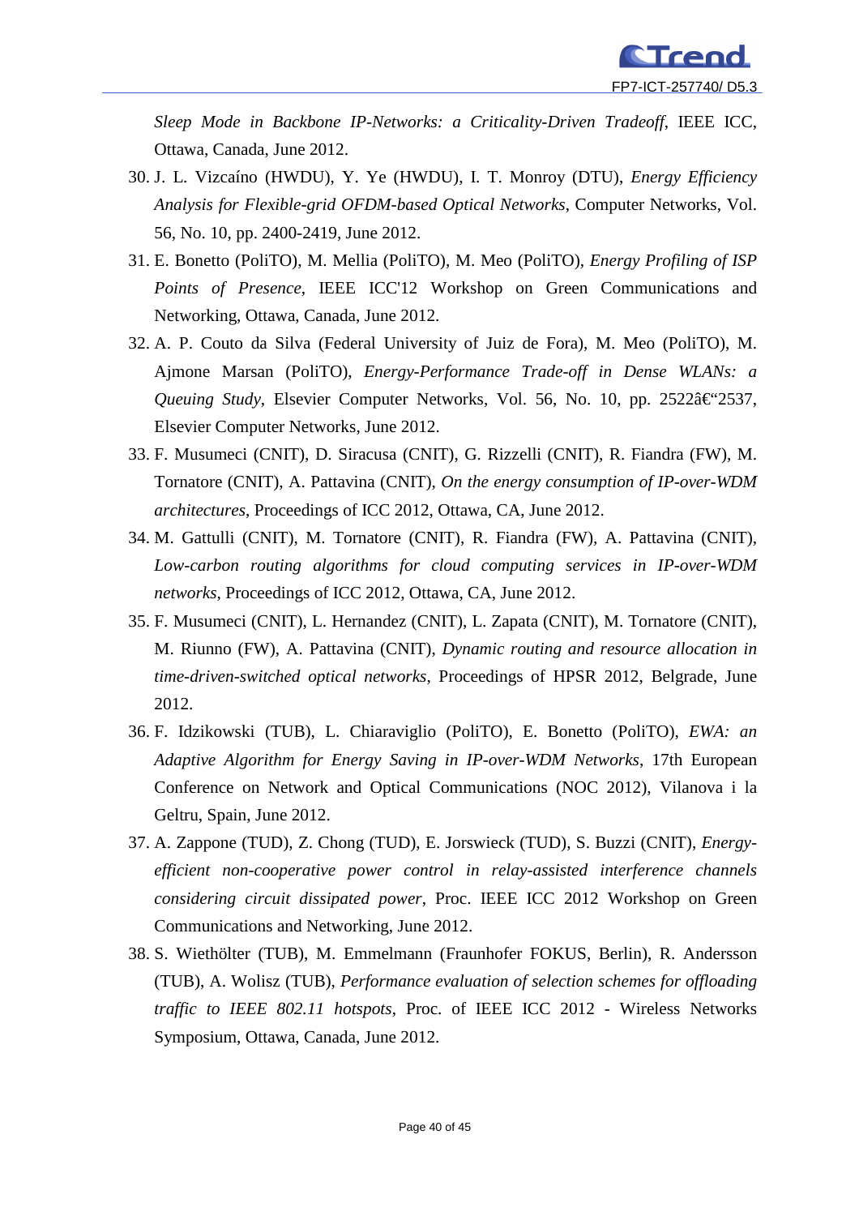*Sleep Mode in Backbone IP-Networks: a Criticality-Driven Tradeoff*, IEEE ICC, Ottawa, Canada, June 2012.

30. J. L. Vizcaíno (HWDU), Y. Ye (HWDU), I. T. Monroy (DTU), *Energy Efficiency Analysis for Flexible-grid OFDM-based Optical Networks*, Computer Networks, Vol. 56, No. 10, pp. 2400-2419, June 2012.
31. E. Bonetto (PoliTO), M. Mellia (PoliTO), M. Meo (PoliTO), *Energy Profiling of ISP Points of Presence*, IEEE ICC'12 Workshop on Green Communications and Networking, Ottawa, Canada, June 2012.
32. A. P. Couto da Silva (Federal University of Juiz de Fora), M. Meo (PoliTO), M. Ajmone Marsan (PoliTO), *Energy-Performance Trade-off in Dense WLANs: a Queuing Study*, Elsevier Computer Networks, Vol. 56, No. 10, pp. 2522â€"2537, Elsevier Computer Networks, June 2012.
33. F. Musumeci (CNIT), D. Siracusa (CNIT), G. Rizzelli (CNIT), R. Fiandra (FW), M. Tornatore (CNIT), A. Pattavina (CNIT), *On the energy consumption of IP-over-WDM architectures*, Proceedings of ICC 2012, Ottawa, CA, June 2012.
34. M. Gattulli (CNIT), M. Tornatore (CNIT), R. Fiandra (FW), A. Pattavina (CNIT), *Low-carbon routing algorithms for cloud computing services in IP-over-WDM networks*, Proceedings of ICC 2012, Ottawa, CA, June 2012.
35. F. Musumeci (CNIT), L. Hernandez (CNIT), L. Zapata (CNIT), M. Tornatore (CNIT), M. Riunno (FW), A. Pattavina (CNIT), *Dynamic routing and resource allocation in time-driven-switched optical networks*, Proceedings of HPSR 2012, Belgrade, June 2012.
36. F. Idzikowski (TUB), L. Chiaraviglio (PoliTO), E. Bonetto (PoliTO), *EWA: an Adaptive Algorithm for Energy Saving in IP-over-WDM Networks*, 17th European Conference on Network and Optical Communications (NOC 2012), Vilanova i la Geltru, Spain, June 2012.
37. A. Zappone (TUD), Z. Chong (TUD), E. Jorswieck (TUD), S. Buzzi (CNIT), *Energy-efficient non-cooperative power control in relay-assisted interference channels considering circuit dissipated power*, Proc. IEEE ICC 2012 Workshop on Green Communications and Networking, June 2012.
38. S. Wiethölter (TUB), M. Emmelmann (Fraunhofer FOKUS, Berlin), R. Andersson (TUB), A. Wolisz (TUB), *Performance evaluation of selection schemes for offloading traffic to IEEE 802.11 hotspots*, Proc. of IEEE ICC 2012 - Wireless Networks Symposium, Ottawa, Canada, June 2012.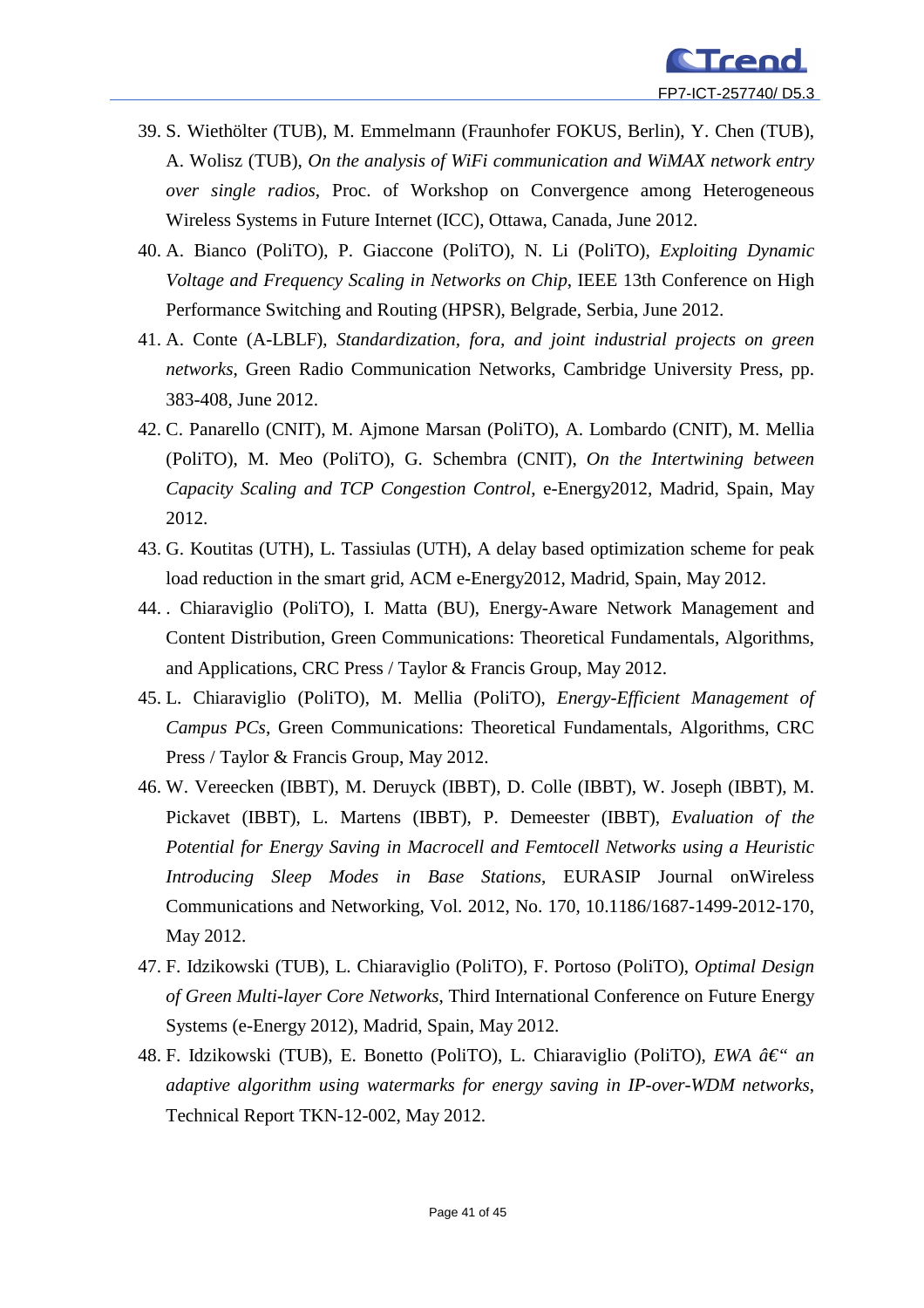39. S. Wiethölter (TUB), M. Emmelmann (Fraunhofer FOKUS, Berlin), Y. Chen (TUB), A. Wolisz (TUB), *On the analysis of WiFi communication and WiMAX network entry over single radios*, Proc. of Workshop on Convergence among Heterogeneous Wireless Systems in Future Internet (ICC), Ottawa, Canada, June 2012.
40. A. Bianco (PoliTO), P. Giaccone (PoliTO), N. Li (PoliTO), *Exploiting Dynamic Voltage and Frequency Scaling in Networks on Chip*, IEEE 13th Conference on High Performance Switching and Routing (HPSR), Belgrade, Serbia, June 2012.
41. A. Conte (A-LBLF), *Standardization, fora, and joint industrial projects on green networks*, Green Radio Communication Networks, Cambridge University Press, pp. 383-408, June 2012.
42. C. Panarello (CNIT), M. Ajmone Marsan (PoliTO), A. Lombardo (CNIT), M. Mellia (PoliTO), M. Meo (PoliTO), G. Schembra (CNIT), *On the Intertwining between Capacity Scaling and TCP Congestion Control*, e-Energy2012, Madrid, Spain, May 2012.
43. G. Koutitas (UTH), L. Tassiulas (UTH), A delay based optimization scheme for peak load reduction in the smart grid, ACM e-Energy2012, Madrid, Spain, May 2012.
44. . Chiaraviglio (PoliTO), I. Matta (BU), Energy-Aware Network Management and Content Distribution, Green Communications: Theoretical Fundamentals, Algorithms, and Applications, CRC Press / Taylor & Francis Group, May 2012.
45. L. Chiaraviglio (PoliTO), M. Mellia (PoliTO), *Energy-Efficient Management of Campus PCs*, Green Communications: Theoretical Fundamentals, Algorithms, CRC Press / Taylor & Francis Group, May 2012.
46. W. Vereecken (IBBT), M. Deruyck (IBBT), D. Colle (IBBT), W. Joseph (IBBT), M. Pickavet (IBBT), L. Martens (IBBT), P. Demeester (IBBT), *Evaluation of the Potential for Energy Saving in Macrocell and Femtocell Networks using a Heuristic Introducing Sleep Modes in Base Stations*, EURASIP Journal onWireless Communications and Networking, Vol. 2012, No. 170, 10.1186/1687-1499-2012-170, May 2012.
47. F. Idzikowski (TUB), L. Chiaraviglio (PoliTO), F. Portoso (PoliTO), *Optimal Design of Green Multi-layer Core Networks*, Third International Conference on Future Energy Systems (e-Energy 2012), Madrid, Spain, May 2012.
48. F. Idzikowski (TUB), E. Bonetto (PoliTO), L. Chiaraviglio (PoliTO), *EWA â€“ an adaptive algorithm using watermarks for energy saving in IP-over-WDM networks*, Technical Report TKN-12-002, May 2012.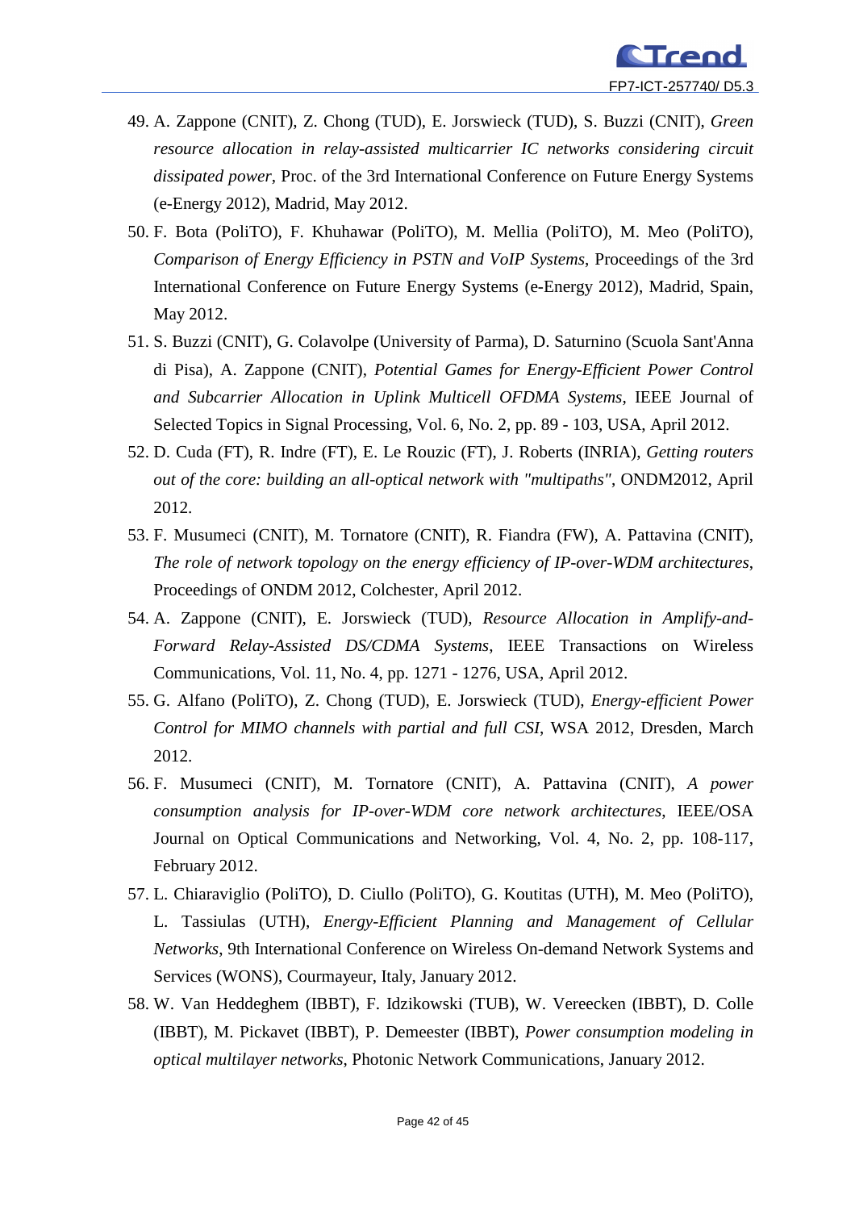49. A. Zappone (CNIT), Z. Chong (TUD), E. Jorswieck (TUD), S. Buzzi (CNIT), *Green resource allocation in relay-assisted multicarrier IC networks considering circuit dissipated power*, Proc. of the 3rd International Conference on Future Energy Systems (e-Energy 2012), Madrid, May 2012.
50. F. Bota (PoliTO), F. Khuhawar (PoliTO), M. Mellia (PoliTO), M. Meo (PoliTO), *Comparison of Energy Efficiency in PSTN and VoIP Systems*, Proceedings of the 3rd International Conference on Future Energy Systems (e-Energy 2012), Madrid, Spain, May 2012.
51. S. Buzzi (CNIT), G. Colavolpe (University of Parma), D. Saturnino (Scuola Sant'Anna di Pisa), A. Zappone (CNIT), *Potential Games for Energy-Efficient Power Control and Subcarrier Allocation in Uplink Multicell OFDMA Systems*, IEEE Journal of Selected Topics in Signal Processing, Vol. 6, No. 2, pp. 89 - 103, USA, April 2012.
52. D. Cuda (FT), R. Indre (FT), E. Le Rouzic (FT), J. Roberts (INRIA), *Getting routers out of the core: building an all-optical network with "multipaths"*, ONDM2012, April 2012.
53. F. Musumeci (CNIT), M. Tornatore (CNIT), R. Fiandra (FW), A. Pattavina (CNIT), *The role of network topology on the energy efficiency of IP-over-WDM architectures*, Proceedings of ONDM 2012, Colchester, April 2012.
54. A. Zappone (CNIT), E. Jorswieck (TUD), *Resource Allocation in Amplify-and-Forward Relay-Assisted DS/CDMA Systems*, IEEE Transactions on Wireless Communications, Vol. 11, No. 4, pp. 1271 - 1276, USA, April 2012.
55. G. Alfano (PoliTO), Z. Chong (TUD), E. Jorswieck (TUD), *Energy-efficient Power Control for MIMO channels with partial and full CSI*, WSA 2012, Dresden, March 2012.
56. F. Musumeci (CNIT), M. Tornatore (CNIT), A. Pattavina (CNIT), *A power consumption analysis for IP-over-WDM core network architectures*, IEEE/OSA Journal on Optical Communications and Networking, Vol. 4, No. 2, pp. 108-117, February 2012.
57. L. Chiaraviglio (PoliTO), D. Ciullo (PoliTO), G. Koutitas (UTH), M. Meo (PoliTO), L. Tassiulas (UTH), *Energy-Efficient Planning and Management of Cellular Networks*, 9th International Conference on Wireless On-demand Network Systems and Services (WONS), Courmayeur, Italy, January 2012.
58. W. Van Heddeghem (IBBT), F. Idzikowski (TUB), W. Vereecken (IBBT), D. Colle (IBBT), M. Pickavet (IBBT), P. Demeester (IBBT), *Power consumption modeling in optical multilayer networks*, Photonic Network Communications, January 2012.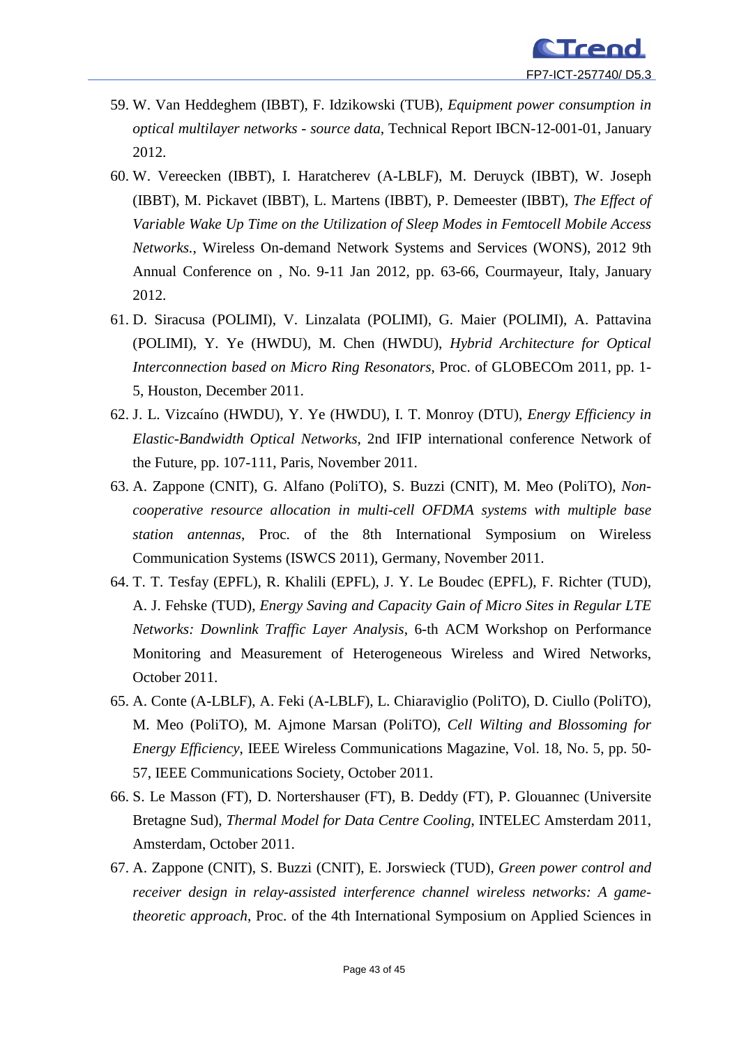59. W. Van Heddeghem (IBBT), F. Idzikowski (TUB), *Equipment power consumption in optical multilayer networks - source data*, Technical Report IBCN-12-001-01, January 2012.
60. W. Vereecken (IBBT), I. Haratcherev (A-LBLF), M. Deruyck (IBBT), W. Joseph (IBBT), M. Pickavet (IBBT), L. Martens (IBBT), P. Demeester (IBBT), *The Effect of Variable Wake Up Time on the Utilization of Sleep Modes in Femtocell Mobile Access Networks.*, Wireless On-demand Network Systems and Services (WONS), 2012 9th Annual Conference on , No. 9-11 Jan 2012, pp. 63-66, Courmayeur, Italy, January 2012.
61. D. Siracusa (POLIMI), V. Linzalata (POLIMI), G. Maier (POLIMI), A. Pattavina (POLIMI), Y. Ye (HWDU), M. Chen (HWDU), *Hybrid Architecture for Optical Interconnection based on Micro Ring Resonators*, Proc. of GLOBECOm 2011, pp. 1-5, Houston, December 2011.
62. J. L. Vizcaíno (HWDU), Y. Ye (HWDU), I. T. Monroy (DTU), *Energy Efficiency in Elastic-Bandwidth Optical Networks*, 2nd IFIP international conference Network of the Future, pp. 107-111, Paris, November 2011.
63. A. Zappone (CNIT), G. Alfano (PoliTO), S. Buzzi (CNIT), M. Meo (PoliTO), *Non-cooperative resource allocation in multi-cell OFDMA systems with multiple base station antennas*, Proc. of the 8th International Symposium on Wireless Communication Systems (ISWCS 2011), Germany, November 2011.
64. T. T. Tesfay (EPFL), R. Khalili (EPFL), J. Y. Le Boudec (EPFL), F. Richter (TUD), A. J. Fehske (TUD), *Energy Saving and Capacity Gain of Micro Sites in Regular LTE Networks: Downlink Traffic Layer Analysis*, 6-th ACM Workshop on Performance Monitoring and Measurement of Heterogeneous Wireless and Wired Networks, October 2011.
65. A. Conte (A-LBLF), A. Feki (A-LBLF), L. Chiaraviglio (PoliTO), D. Ciullo (PoliTO), M. Meo (PoliTO), M. Ajmone Marsan (PoliTO), *Cell Wilting and Blossoming for Energy Efficiency*, IEEE Wireless Communications Magazine, Vol. 18, No. 5, pp. 50-57, IEEE Communications Society, October 2011.
66. S. Le Masson (FT), D. Nortershauser (FT), B. Deddy (FT), P. Glouannec (Universite Bretagne Sud), *Thermal Model for Data Centre Cooling*, INTELEC Amsterdam 2011, Amsterdam, October 2011.
67. A. Zappone (CNIT), S. Buzzi (CNIT), E. Jorswieck (TUD), *Green power control and receiver design in relay-assisted interference channel wireless networks: A game-theoretic approach*, Proc. of the 4th International Symposium on Applied Sciences in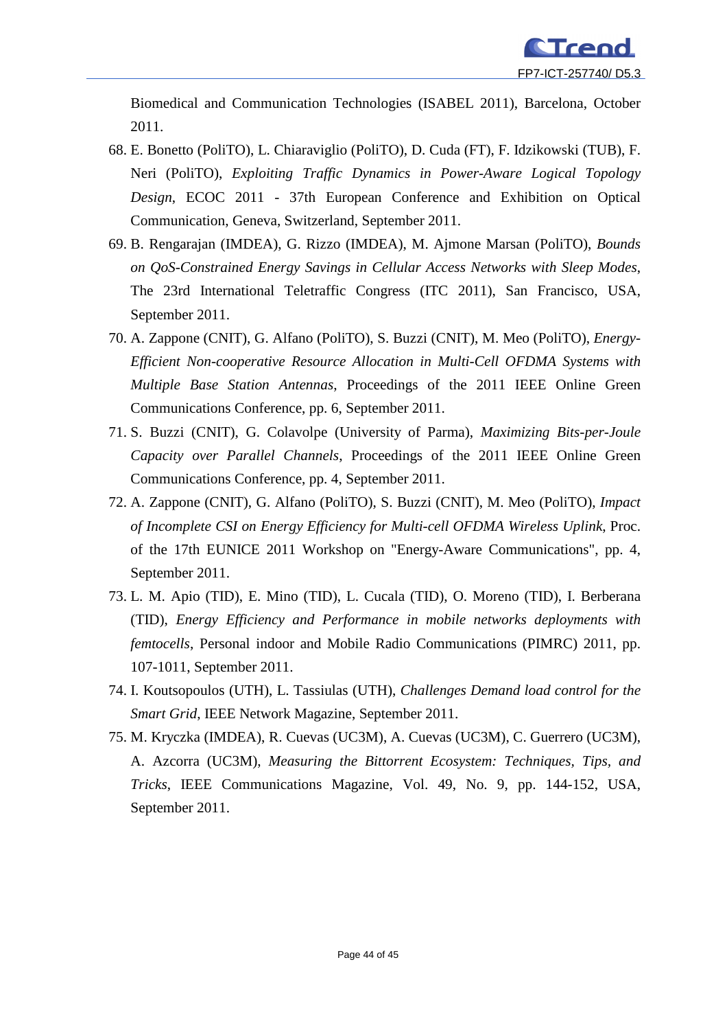Biomedical and Communication Technologies (ISABEL 2011), Barcelona, October 2011.

68. E. Bonetto (PoliTO), L. Chiaraviglio (PoliTO), D. Cuda (FT), F. Idzikowski (TUB), F. Neri (PoliTO), *Exploiting Traffic Dynamics in Power-Aware Logical Topology Design*, ECOC 2011 - 37th European Conference and Exhibition on Optical Communication, Geneva, Switzerland, September 2011.
69. B. Rengarajan (IMDEA), G. Rizzo (IMDEA), M. Ajmone Marsan (PoliTO), *Bounds on QoS-Constrained Energy Savings in Cellular Access Networks with Sleep Modes*, The 23rd International Teletraffic Congress (ITC 2011), San Francisco, USA, September 2011.
70. A. Zappone (CNIT), G. Alfano (PoliTO), S. Buzzi (CNIT), M. Meo (PoliTO), *Energy-Efficient Non-cooperative Resource Allocation in Multi-Cell OFDMA Systems with Multiple Base Station Antennas*, Proceedings of the 2011 IEEE Online Green Communications Conference, pp. 6, September 2011.
71. S. Buzzi (CNIT), G. Colavolpe (University of Parma), *Maximizing Bits-per-Joule Capacity over Parallel Channels*, Proceedings of the 2011 IEEE Online Green Communications Conference, pp. 4, September 2011.
72. A. Zappone (CNIT), G. Alfano (PoliTO), S. Buzzi (CNIT), M. Meo (PoliTO), *Impact of Incomplete CSI on Energy Efficiency for Multi-cell OFDMA Wireless Uplink*, Proc. of the 17th EUNICE 2011 Workshop on "Energy-Aware Communications", pp. 4, September 2011.
73. L. M. Apio (TID), E. Mino (TID), L. Cucala (TID), O. Moreno (TID), I. Berberana (TID), *Energy Efficiency and Performance in mobile networks deployments with femtocells*, Personal indoor and Mobile Radio Communications (PIMRC) 2011, pp. 107-1011, September 2011.
74. I. Koutsopoulos (UTH), L. Tassiulas (UTH), *Challenges Demand load control for the Smart Grid*, IEEE Network Magazine, September 2011.
75. M. Kryczka (IMDEA), R. Cuevas (UC3M), A. Cuevas (UC3M), C. Guerrero (UC3M), A. Azcorra (UC3M), *Measuring the Bittorrent Ecosystem: Techniques, Tips, and Tricks*, IEEE Communications Magazine, Vol. 49, No. 9, pp. 144-152, USA, September 2011.